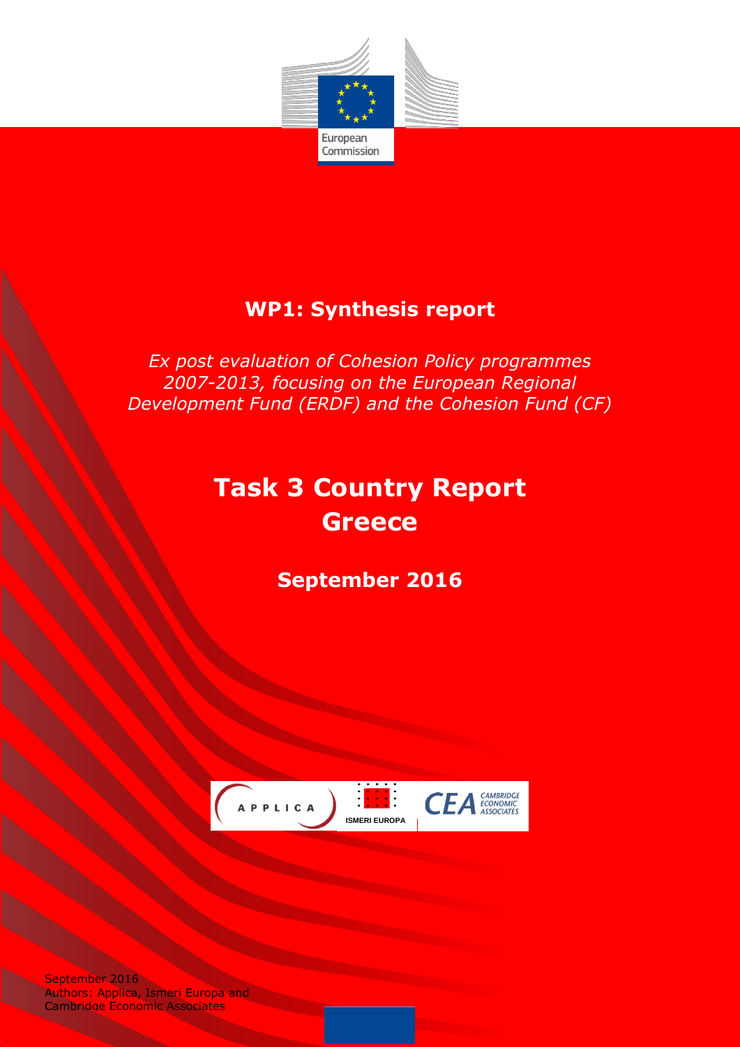European Commission

## WP1: Synthesis report

*Ex post evaluation of Cohesion Policy programmes 2007-2013, focusing on the European Regional Development Fund (ERDF) and the Cohesion Fund (CF)*

# Task 3 Country Report Greece

**September 2016**

APPLICA

ISMERI EUROPA

CEA CAMBRIDGE ECONOMIC ASSOCIATES

September 2016
Authors: Applica, Ismeri Europa and Cambridge Economic Associates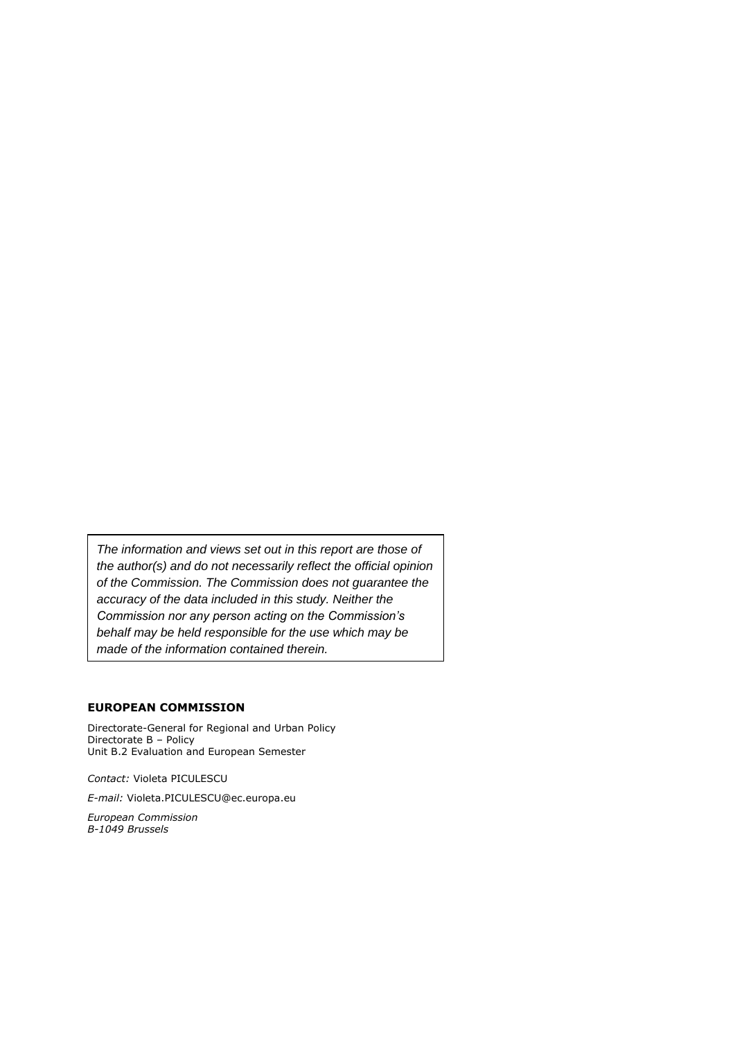*The information and views set out in this report are those of the author(s) and do not necessarily reflect the official opinion of the Commission. The Commission does not guarantee the accuracy of the data included in this study. Neither the Commission nor any person acting on the Commission's behalf may be held responsible for the use which may be made of the information contained therein.*

**EUROPEAN COMMISSION**

Directorate-General for Regional and Urban Policy
Directorate B – Policy
Unit B.2 Evaluation and European Semester

*Contact:* Violeta PICULESCU

*E-mail:* Violeta.PICULESCU@ec.europa.eu

*European Commission*
*B-1049 Brussels*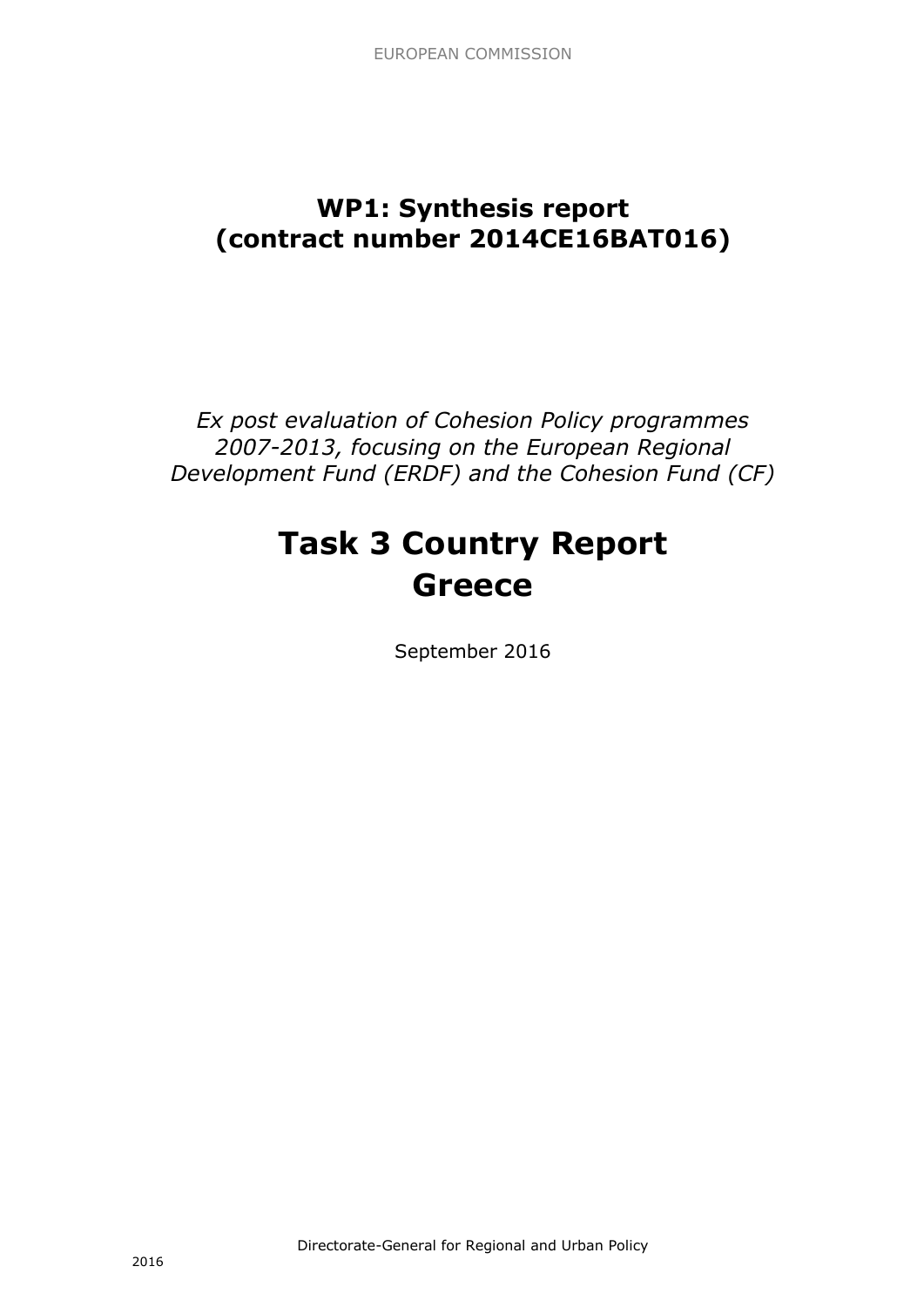EUROPEAN COMMISSION

**WP1: Synthesis report (contract number 2014CE16BAT016)**

*Ex post evaluation of Cohesion Policy programmes 2007-2013, focusing on the European Regional Development Fund (ERDF) and the Cohesion Fund (CF)*

# Task 3 Country Report Greece

September 2016

Directorate-General for Regional and Urban Policy

2016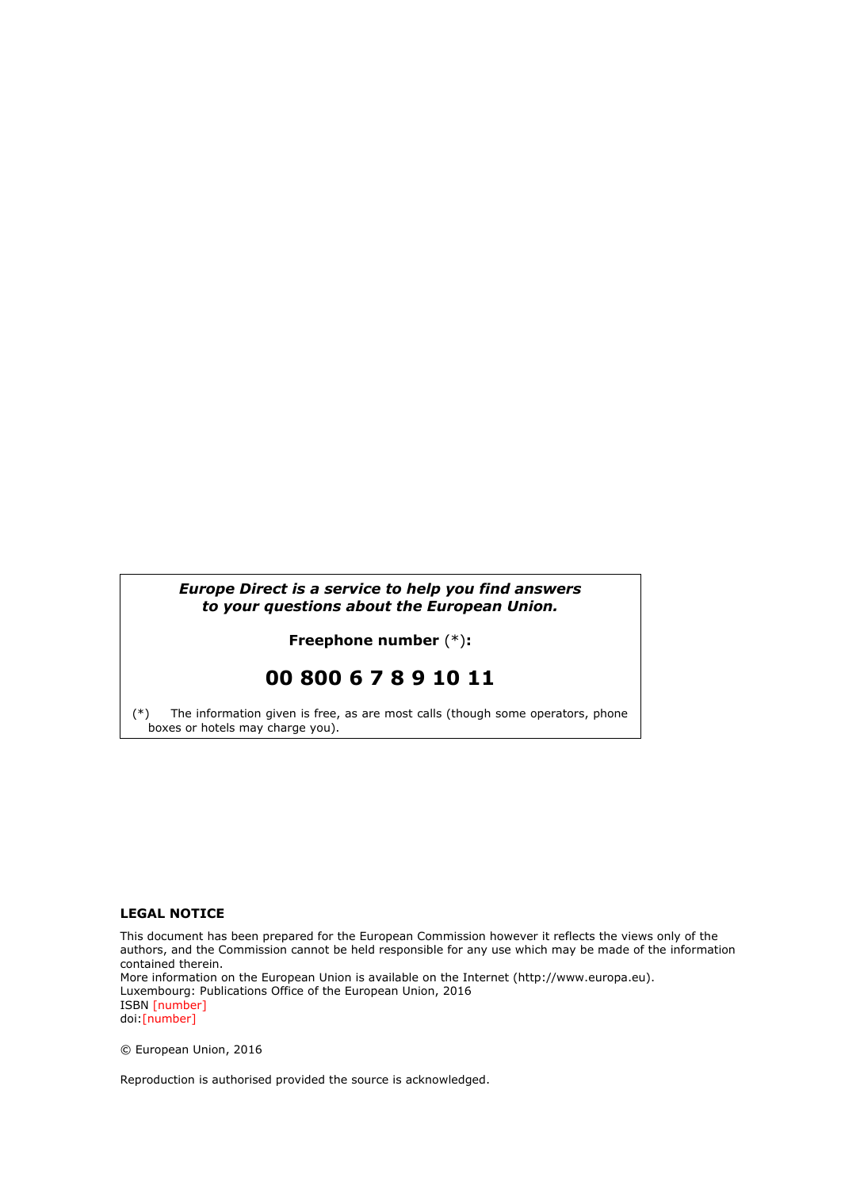***Europe Direct is a service to help you find answers to your questions about the European Union.***

**Freephone number** (*)**:**

# 00 800 6 7 8 9 10 11

(*) The information given is free, as are most calls (though some operators, phone boxes or hotels may charge you).

**LEGAL NOTICE**

This document has been prepared for the European Commission however it reflects the views only of the authors, and the Commission cannot be held responsible for any use which may be made of the information contained therein.
More information on the European Union is available on the Internet (http://www.europa.eu).
Luxembourg: Publications Office of the European Union, 2016
ISBN [number]
doi:[number]

© European Union, 2016

Reproduction is authorised provided the source is acknowledged.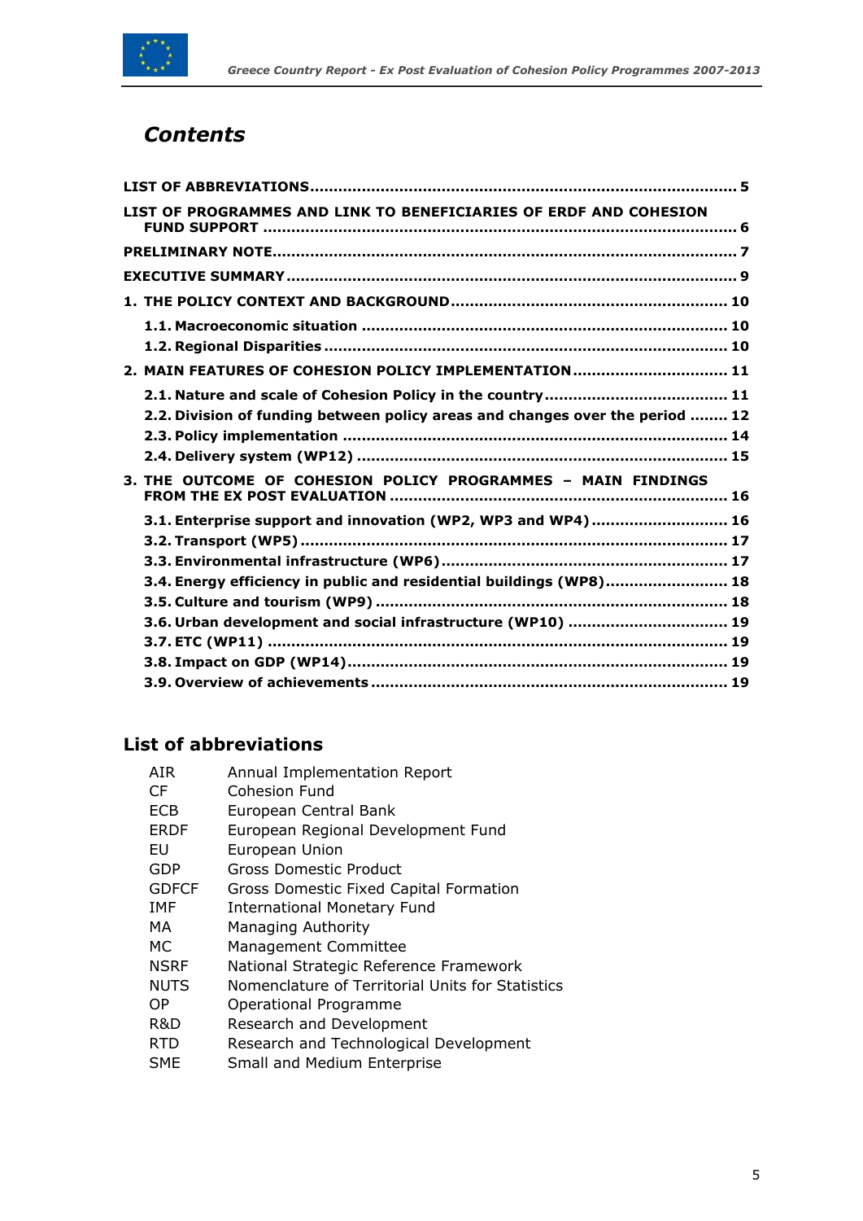## *Contents*

**LIST OF ABBREVIATIONS ..... 5**

**LIST OF PROGRAMMES AND LINK TO BENEFICIARIES OF ERDF AND COHESION FUND SUPPORT ..... 6**

**PRELIMINARY NOTE ..... 7**

**EXECUTIVE SUMMARY ..... 9**

**1. THE POLICY CONTEXT AND BACKGROUND ..... 10**

- **1.1. Macroeconomic situation ..... 10**
- **1.2. Regional Disparities ..... 10**

**2. MAIN FEATURES OF COHESION POLICY IMPLEMENTATION ..... 11**

- **2.1. Nature and scale of Cohesion Policy in the country ..... 11**
- **2.2. Division of funding between policy areas and changes over the period ..... 12**
- **2.3. Policy implementation ..... 14**
- **2.4. Delivery system (WP12) ..... 15**

**3. THE OUTCOME OF COHESION POLICY PROGRAMMES – MAIN FINDINGS FROM THE EX POST EVALUATION ..... 16**

- **3.1. Enterprise support and innovation (WP2, WP3 and WP4) ..... 16**
- **3.2. Transport (WP5) ..... 17**
- **3.3. Environmental infrastructure (WP6) ..... 17**
- **3.4. Energy efficiency in public and residential buildings (WP8) ..... 18**
- **3.5. Culture and tourism (WP9) ..... 18**
- **3.6. Urban development and social infrastructure (WP10) ..... 19**
- **3.7. ETC (WP11) ..... 19**
- **3.8. Impact on GDP (WP14) ..... 19**
- **3.9. Overview of achievements ..... 19**

## List of abbreviations

| | |
|---|---|
| AIR | Annual Implementation Report |
| CF | Cohesion Fund |
| ECB | European Central Bank |
| ERDF | European Regional Development Fund |
| EU | European Union |
| GDP | Gross Domestic Product |
| GDFCF | Gross Domestic Fixed Capital Formation |
| IMF | International Monetary Fund |
| MA | Managing Authority |
| MC | Management Committee |
| NSRF | National Strategic Reference Framework |
| NUTS | Nomenclature of Territorial Units for Statistics |
| OP | Operational Programme |
| R&D | Research and Development |
| RTD | Research and Technological Development |
| SME | Small and Medium Enterprise |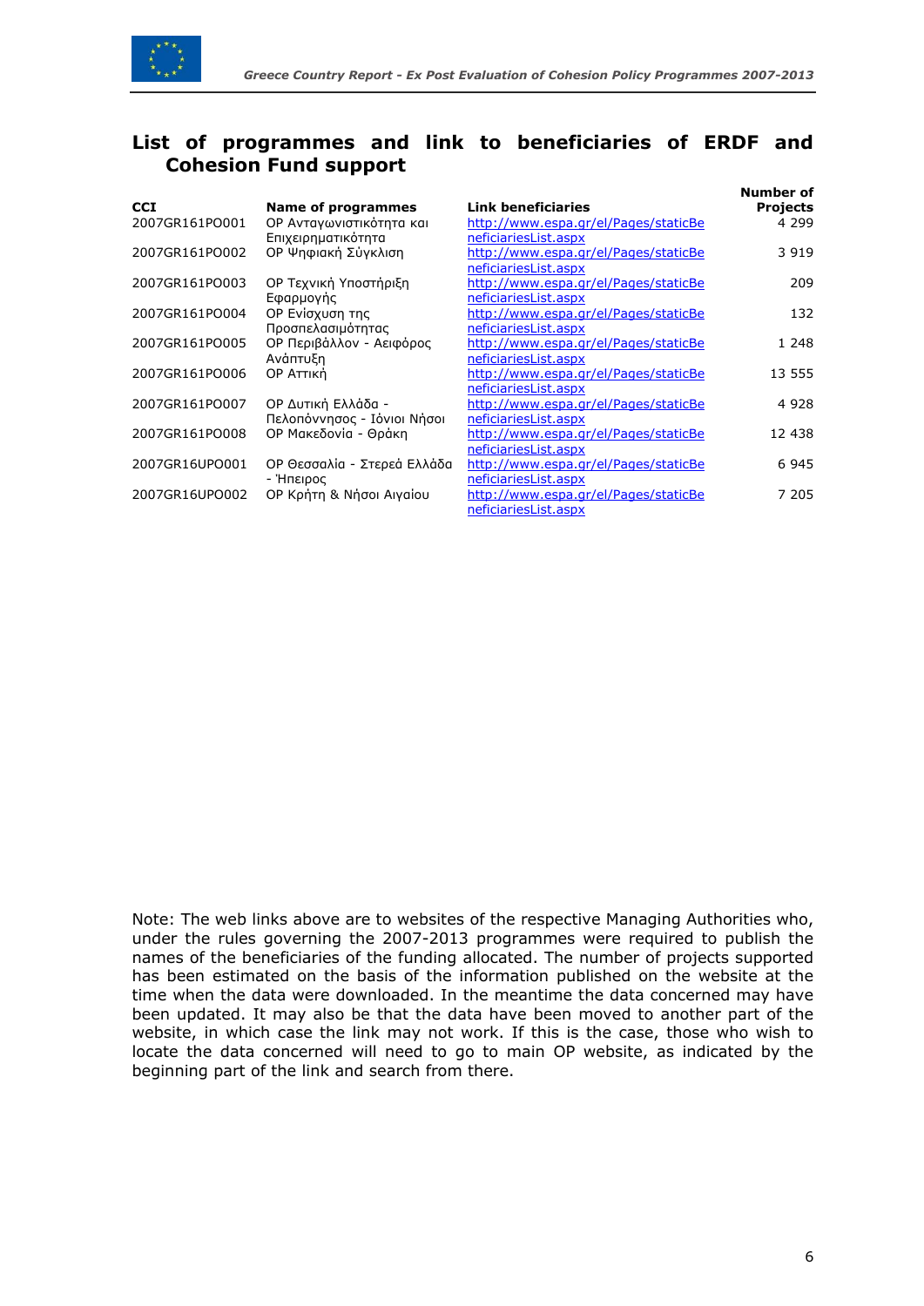## List of programmes and link to beneficiaries of ERDF and Cohesion Fund support

| CCI | Name of programmes | Link beneficiaries | Number of Projects |
|---|---|---|---|
| 2007GR161PO001 | OP Ανταγωνιστικότητα και Επιχειρηματικότητα | http://www.espa.gr/el/Pages/staticBeneficiariesList.aspx | 4 299 |
| 2007GR161PO002 | OP Ψηφιακή Σύγκλιση | http://www.espa.gr/el/Pages/staticBeneficiariesList.aspx | 3 919 |
| 2007GR161PO003 | OP Τεχνική Υποστήριξη Εφαρμογής | http://www.espa.gr/el/Pages/staticBeneficiariesList.aspx | 209 |
| 2007GR161PO004 | OP Ενίσχυση της Προσπελασιμότητας | http://www.espa.gr/el/Pages/staticBeneficiariesList.aspx | 132 |
| 2007GR161PO005 | OP Περιβάλλον - Αειφόρος Ανάπτυξη | http://www.espa.gr/el/Pages/staticBeneficiariesList.aspx | 1 248 |
| 2007GR161PO006 | OP Αττική | http://www.espa.gr/el/Pages/staticBeneficiariesList.aspx | 13 555 |
| 2007GR161PO007 | OP Δυτική Ελλάδα - Πελοπόννησος - Ιόνιοι Νήσοι | http://www.espa.gr/el/Pages/staticBeneficiariesList.aspx | 4 928 |
| 2007GR161PO008 | OP Μακεδονία - Θράκη | http://www.espa.gr/el/Pages/staticBeneficiariesList.aspx | 12 438 |
| 2007GR16UPO001 | OP Θεσσαλία - Στερεά Ελλάδα - Ήπειρος | http://www.espa.gr/el/Pages/staticBeneficiariesList.aspx | 6 945 |
| 2007GR16UPO002 | OP Κρήτη & Νήσοι Αιγαίου | http://www.espa.gr/el/Pages/staticBeneficiariesList.aspx | 7 205 |

Note: The web links above are to websites of the respective Managing Authorities who, under the rules governing the 2007-2013 programmes were required to publish the names of the beneficiaries of the funding allocated. The number of projects supported has been estimated on the basis of the information published on the website at the time when the data were downloaded. In the meantime the data concerned may have been updated. It may also be that the data have been moved to another part of the website, in which case the link may not work. If this is the case, those who wish to locate the data concerned will need to go to main OP website, as indicated by the beginning part of the link and search from there.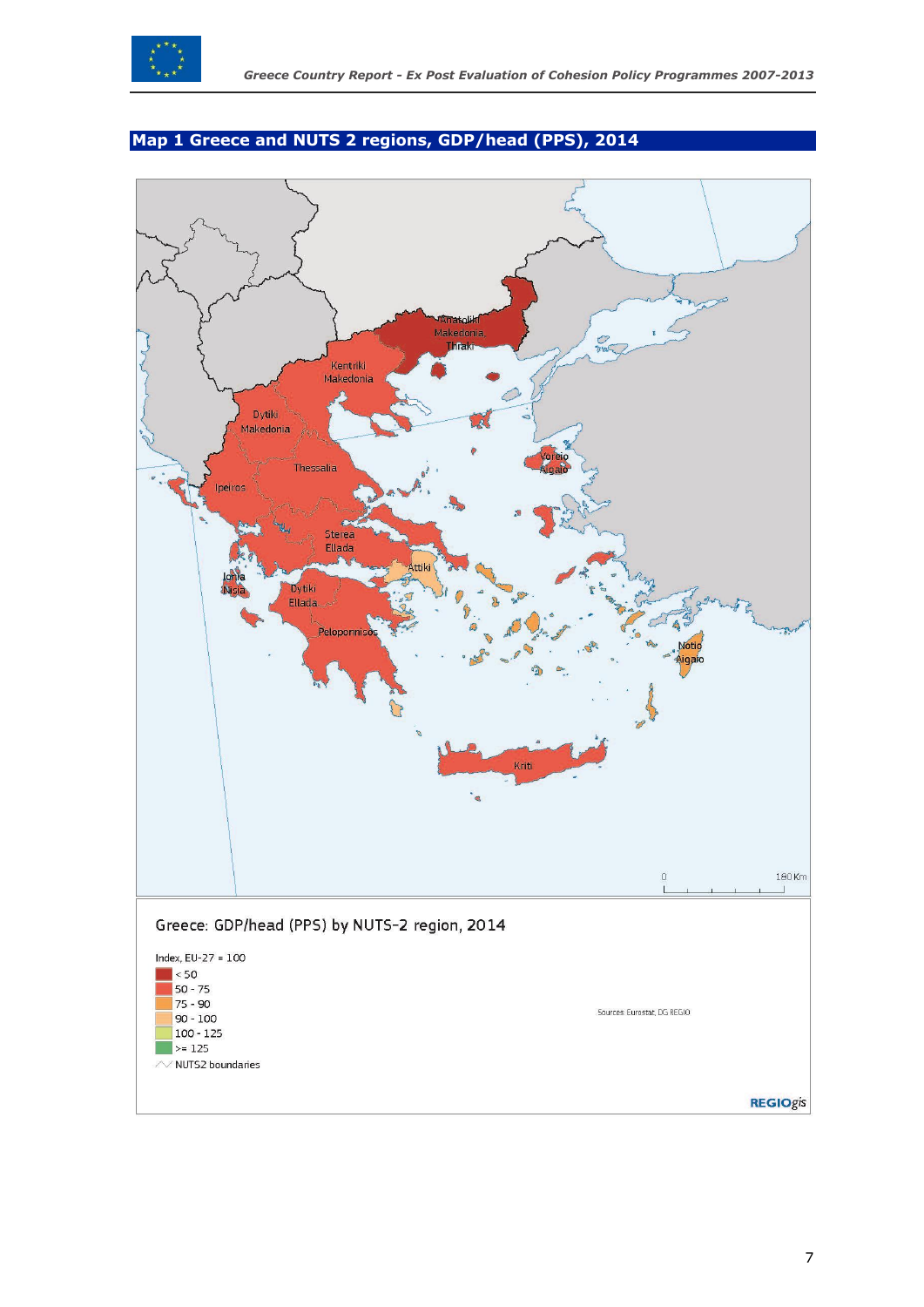## Map 1 Greece and NUTS 2 regions, GDP/head (PPS), 2014

Anatoliki Makedonia, Thraki

Kentriki Makedonia

Dytiki Makedonia

Thessalia

Ipeiros

Voreio Aigaio

Sterea Ellada

Attiki

Ionia Nisia

Dytiki Ellada

Peloponnisos

Notio Aigaio

Kriti

0 180 Km

Greece: GDP/head (PPS) by NUTS-2 region, 2014

Index, EU-27 = 100

- < 50
- 50 - 75
- 75 - 90
- 90 - 100
- 100 - 125
- >= 125
- NUTS2 boundaries

Sources: Eurostat, DG REGIO

REGIOgis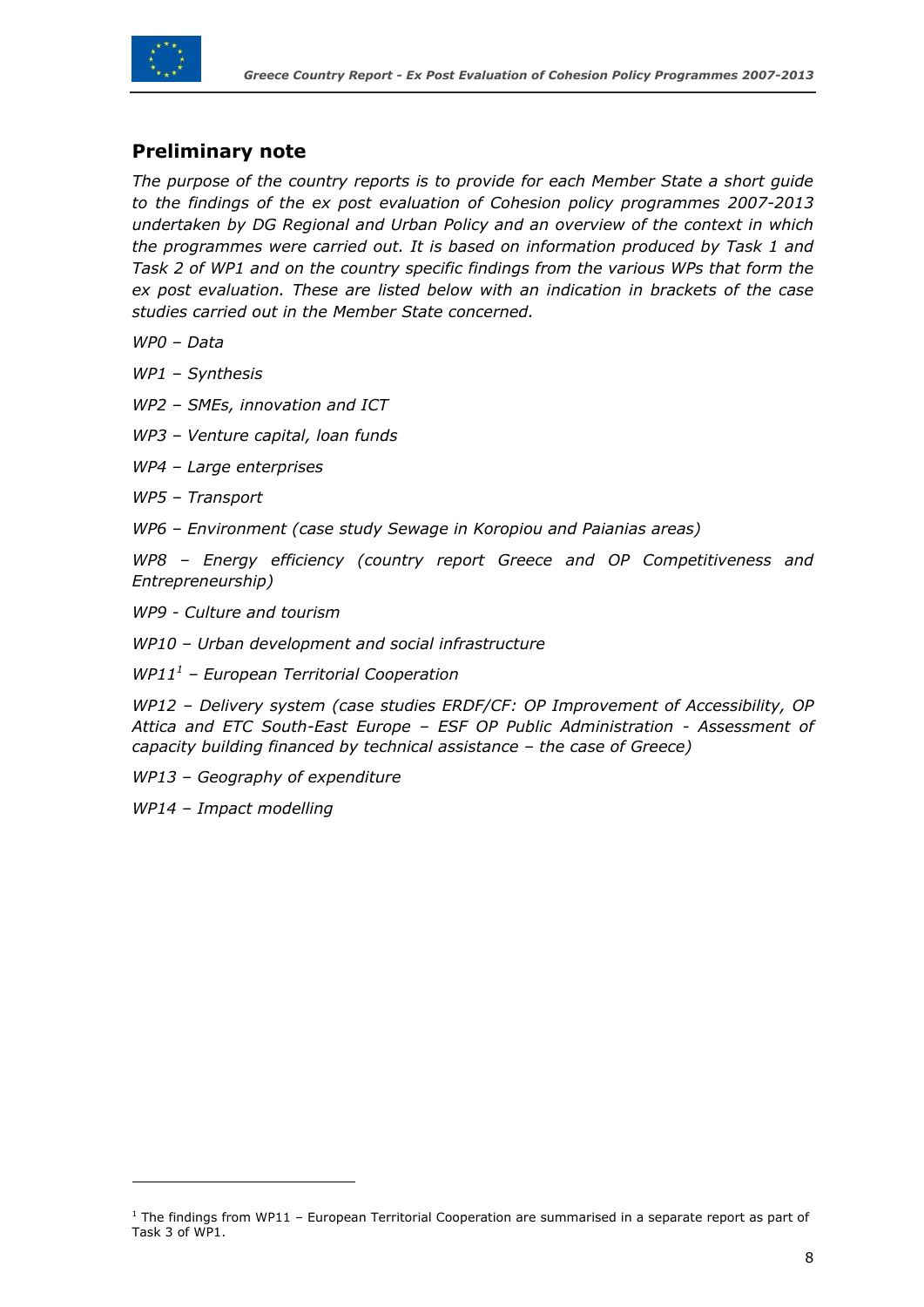## Preliminary note

*The purpose of the country reports is to provide for each Member State a short guide to the findings of the ex post evaluation of Cohesion policy programmes 2007-2013 undertaken by DG Regional and Urban Policy and an overview of the context in which the programmes were carried out. It is based on information produced by Task 1 and Task 2 of WP1 and on the country specific findings from the various WPs that form the ex post evaluation. These are listed below with an indication in brackets of the case studies carried out in the Member State concerned.*

*WP0 – Data*

*WP1 – Synthesis*

*WP2 – SMEs, innovation and ICT*

*WP3 – Venture capital, loan funds*

*WP4 – Large enterprises*

*WP5 – Transport*

*WP6 – Environment (case study Sewage in Koropiou and Paianias areas)*

*WP8 – Energy efficiency (country report Greece and OP Competitiveness and Entrepreneurship)*

*WP9 - Culture and tourism*

*WP10 – Urban development and social infrastructure*

*WP11*[1] *– European Territorial Cooperation*

*WP12 – Delivery system (case studies ERDF/CF: OP Improvement of Accessibility, OP Attica and ETC South-East Europe – ESF OP Public Administration - Assessment of capacity building financed by technical assistance – the case of Greece)*

*WP13 – Geography of expenditure*

*WP14 – Impact modelling*

---

[1] The findings from WP11 – European Territorial Cooperation are summarised in a separate report as part of Task 3 of WP1.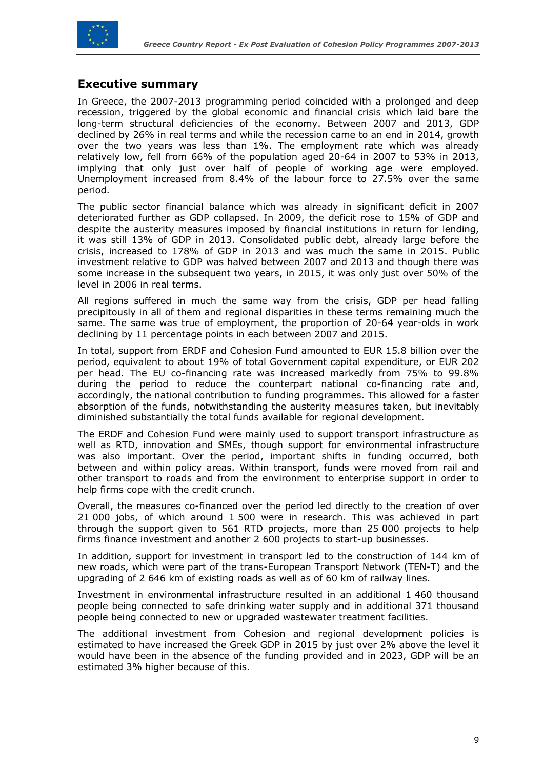## Executive summary

In Greece, the 2007-2013 programming period coincided with a prolonged and deep recession, triggered by the global economic and financial crisis which laid bare the long-term structural deficiencies of the economy. Between 2007 and 2013, GDP declined by 26% in real terms and while the recession came to an end in 2014, growth over the two years was less than 1%. The employment rate which was already relatively low, fell from 66% of the population aged 20-64 in 2007 to 53% in 2013, implying that only just over half of people of working age were employed. Unemployment increased from 8.4% of the labour force to 27.5% over the same period.

The public sector financial balance which was already in significant deficit in 2007 deteriorated further as GDP collapsed. In 2009, the deficit rose to 15% of GDP and despite the austerity measures imposed by financial institutions in return for lending, it was still 13% of GDP in 2013. Consolidated public debt, already large before the crisis, increased to 178% of GDP in 2013 and was much the same in 2015. Public investment relative to GDP was halved between 2007 and 2013 and though there was some increase in the subsequent two years, in 2015, it was only just over 50% of the level in 2006 in real terms.

All regions suffered in much the same way from the crisis, GDP per head falling precipitously in all of them and regional disparities in these terms remaining much the same. The same was true of employment, the proportion of 20-64 year-olds in work declining by 11 percentage points in each between 2007 and 2015.

In total, support from ERDF and Cohesion Fund amounted to EUR 15.8 billion over the period, equivalent to about 19% of total Government capital expenditure, or EUR 202 per head. The EU co-financing rate was increased markedly from 75% to 99.8% during the period to reduce the counterpart national co-financing rate and, accordingly, the national contribution to funding programmes. This allowed for a faster absorption of the funds, notwithstanding the austerity measures taken, but inevitably diminished substantially the total funds available for regional development.

The ERDF and Cohesion Fund were mainly used to support transport infrastructure as well as RTD, innovation and SMEs, though support for environmental infrastructure was also important. Over the period, important shifts in funding occurred, both between and within policy areas. Within transport, funds were moved from rail and other transport to roads and from the environment to enterprise support in order to help firms cope with the credit crunch.

Overall, the measures co-financed over the period led directly to the creation of over 21 000 jobs, of which around 1 500 were in research. This was achieved in part through the support given to 561 RTD projects, more than 25 000 projects to help firms finance investment and another 2 600 projects to start-up businesses.

In addition, support for investment in transport led to the construction of 144 km of new roads, which were part of the trans-European Transport Network (TEN-T) and the upgrading of 2 646 km of existing roads as well as of 60 km of railway lines.

Investment in environmental infrastructure resulted in an additional 1 460 thousand people being connected to safe drinking water supply and in additional 371 thousand people being connected to new or upgraded wastewater treatment facilities.

The additional investment from Cohesion and regional development policies is estimated to have increased the Greek GDP in 2015 by just over 2% above the level it would have been in the absence of the funding provided and in 2023, GDP will be an estimated 3% higher because of this.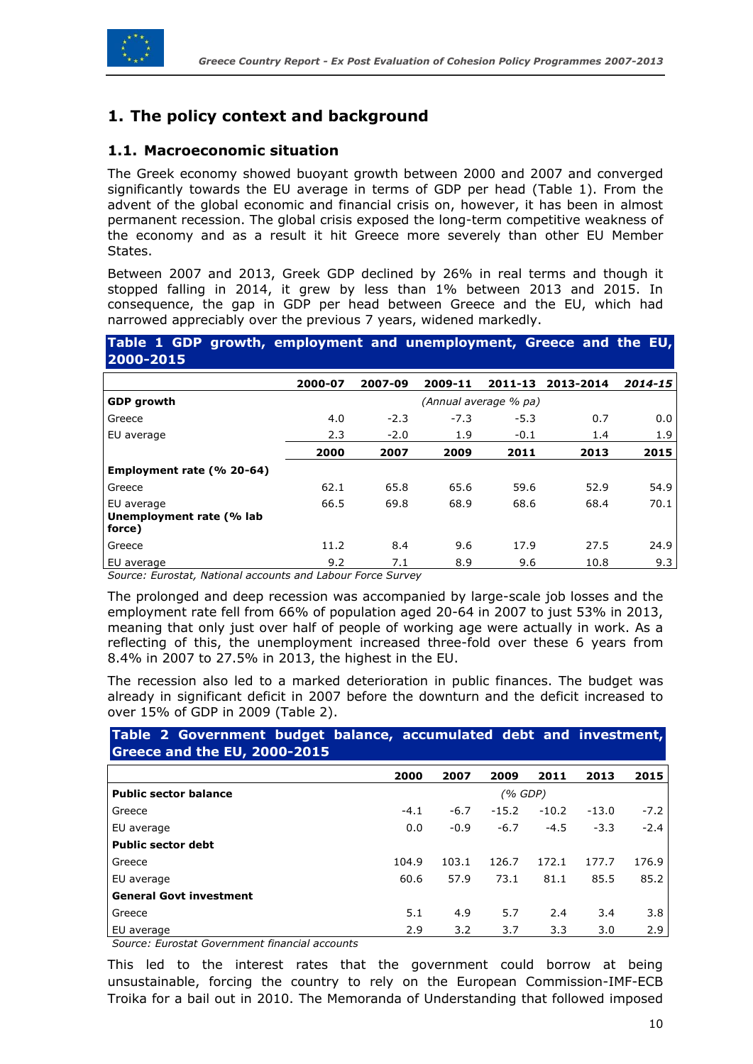## 1. The policy context and background

### 1.1. Macroeconomic situation

The Greek economy showed buoyant growth between 2000 and 2007 and converged significantly towards the EU average in terms of GDP per head (Table 1). From the advent of the global economic and financial crisis on, however, it has been in almost permanent recession. The global crisis exposed the long-term competitive weakness of the economy and as a result it hit Greece more severely than other EU Member States.

Between 2007 and 2013, Greek GDP declined by 26% in real terms and though it stopped falling in 2014, it grew by less than 1% between 2013 and 2015. In consequence, the gap in GDP per head between Greece and the EU, which had narrowed appreciably over the previous 7 years, widened markedly.

**Table 1 GDP growth, employment and unemployment, Greece and the EU, 2000-2015**

| | 2000-07 | 2007-09 | 2009-11 | 2011-13 | 2013-2014 | *2014-15* |
|---|---|---|---|---|---|---|
| **GDP growth** | | | *(Annual average % pa)* | | | |
| Greece | 4.0 | -2.3 | -7.3 | -5.3 | 0.7 | 0.0 |
| EU average | 2.3 | -2.0 | 1.9 | -0.1 | 1.4 | 1.9 |
| | **2000** | **2007** | **2009** | **2011** | **2013** | **2015** |
| **Employment rate (% 20-64)** | | | | | | |
| Greece | 62.1 | 65.8 | 65.6 | 59.6 | 52.9 | 54.9 |
| EU average | 66.5 | 69.8 | 68.9 | 68.6 | 68.4 | 70.1 |
| **Unemployment rate (% lab force)** | | | | | | |
| Greece | 11.2 | 8.4 | 9.6 | 17.9 | 27.5 | 24.9 |
| EU average | 9.2 | 7.1 | 8.9 | 9.6 | 10.8 | 9.3 |

*Source: Eurostat, National accounts and Labour Force Survey*

The prolonged and deep recession was accompanied by large-scale job losses and the employment rate fell from 66% of population aged 20-64 in 2007 to just 53% in 2013, meaning that only just over half of people of working age were actually in work. As a reflecting of this, the unemployment increased three-fold over these 6 years from 8.4% in 2007 to 27.5% in 2013, the highest in the EU.

The recession also led to a marked deterioration in public finances. The budget was already in significant deficit in 2007 before the downturn and the deficit increased to over 15% of GDP in 2009 (Table 2).

**Table 2 Government budget balance, accumulated debt and investment, Greece and the EU, 2000-2015**

| | 2000 | 2007 | 2009 | 2011 | 2013 | 2015 |
|---|---|---|---|---|---|---|
| **Public sector balance** | | | *(% GDP)* | | | |
| Greece | -4.1 | -6.7 | -15.2 | -10.2 | -13.0 | -7.2 |
| EU average | 0.0 | -0.9 | -6.7 | -4.5 | -3.3 | -2.4 |
| **Public sector debt** | | | | | | |
| Greece | 104.9 | 103.1 | 126.7 | 172.1 | 177.7 | 176.9 |
| EU average | 60.6 | 57.9 | 73.1 | 81.1 | 85.5 | 85.2 |
| **General Govt investment** | | | | | | |
| Greece | 5.1 | 4.9 | 5.7 | 2.4 | 3.4 | 3.8 |
| EU average | 2.9 | 3.2 | 3.7 | 3.3 | 3.0 | 2.9 |

*Source: Eurostat Government financial accounts*

This led to the interest rates that the government could borrow at being unsustainable, forcing the country to rely on the European Commission-IMF-ECB Troika for a bail out in 2010. The Memoranda of Understanding that followed imposed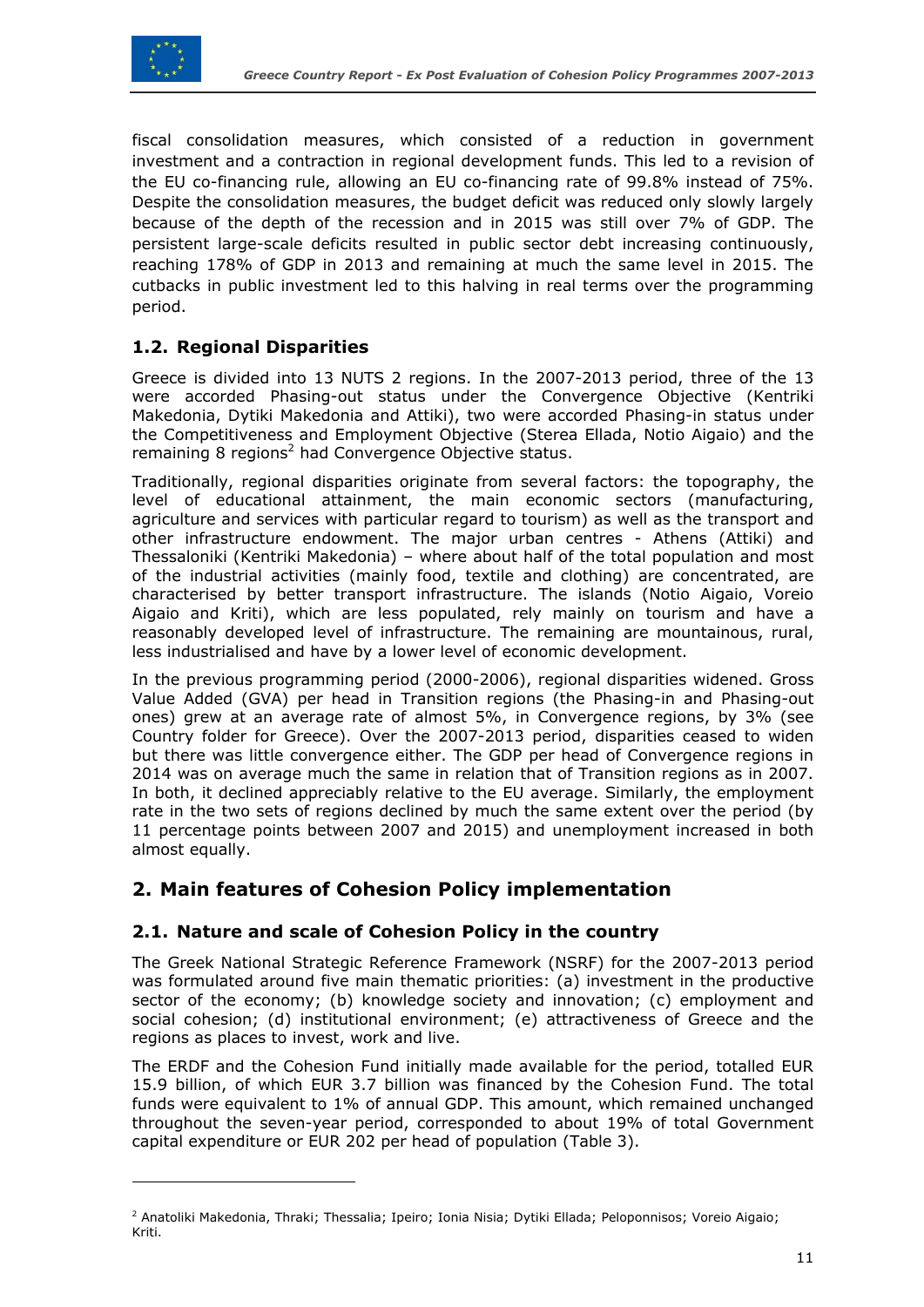fiscal consolidation measures, which consisted of a reduction in government investment and a contraction in regional development funds. This led to a revision of the EU co-financing rule, allowing an EU co-financing rate of 99.8% instead of 75%. Despite the consolidation measures, the budget deficit was reduced only slowly largely because of the depth of the recession and in 2015 was still over 7% of GDP. The persistent large-scale deficits resulted in public sector debt increasing continuously, reaching 178% of GDP in 2013 and remaining at much the same level in 2015. The cutbacks in public investment led to this halving in real terms over the programming period.

## 1.2. Regional Disparities

Greece is divided into 13 NUTS 2 regions. In the 2007-2013 period, three of the 13 were accorded Phasing-out status under the Convergence Objective (Kentriki Makedonia, Dytiki Makedonia and Attiki), two were accorded Phasing-in status under the Competitiveness and Employment Objective (Sterea Ellada, Notio Aigaio) and the remaining 8 regions[2] had Convergence Objective status.

Traditionally, regional disparities originate from several factors: the topography, the level of educational attainment, the main economic sectors (manufacturing, agriculture and services with particular regard to tourism) as well as the transport and other infrastructure endowment. The major urban centres - Athens (Attiki) and Thessaloniki (Kentriki Makedonia) – where about half of the total population and most of the industrial activities (mainly food, textile and clothing) are concentrated, are characterised by better transport infrastructure. The islands (Notio Aigaio, Voreio Aigaio and Kriti), which are less populated, rely mainly on tourism and have a reasonably developed level of infrastructure. The remaining are mountainous, rural, less industrialised and have by a lower level of economic development.

In the previous programming period (2000-2006), regional disparities widened. Gross Value Added (GVA) per head in Transition regions (the Phasing-in and Phasing-out ones) grew at an average rate of almost 5%, in Convergence regions, by 3% (see Country folder for Greece). Over the 2007-2013 period, disparities ceased to widen but there was little convergence either. The GDP per head of Convergence regions in 2014 was on average much the same in relation that of Transition regions as in 2007. In both, it declined appreciably relative to the EU average. Similarly, the employment rate in the two sets of regions declined by much the same extent over the period (by 11 percentage points between 2007 and 2015) and unemployment increased in both almost equally.

# 2. Main features of Cohesion Policy implementation

## 2.1. Nature and scale of Cohesion Policy in the country

The Greek National Strategic Reference Framework (NSRF) for the 2007-2013 period was formulated around five main thematic priorities: (a) investment in the productive sector of the economy; (b) knowledge society and innovation; (c) employment and social cohesion; (d) institutional environment; (e) attractiveness of Greece and the regions as places to invest, work and live.

The ERDF and the Cohesion Fund initially made available for the period, totalled EUR 15.9 billion, of which EUR 3.7 billion was financed by the Cohesion Fund. The total funds were equivalent to 1% of annual GDP. This amount, which remained unchanged throughout the seven-year period, corresponded to about 19% of total Government capital expenditure or EUR 202 per head of population (Table 3).

---

[2] Anatoliki Makedonia, Thraki; Thessalia; Ipeiro; Ionia Nisia; Dytiki Ellada; Peloponnisos; Voreio Aigaio; Kriti.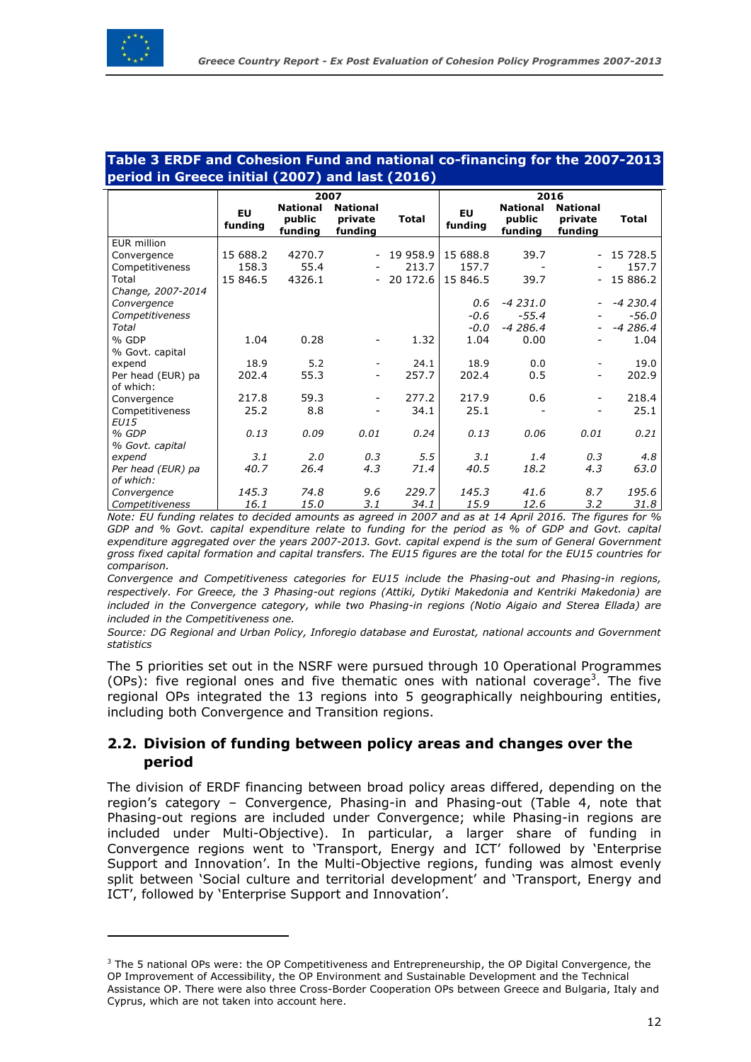**Table 3 ERDF and Cohesion Fund and national co-financing for the 2007-2013 period in Greece initial (2007) and last (2016)**

| | 2007 | | | | 2016 | | | |
|---|---|---|---|---|---|---|---|---|
| | EU funding | National public funding | National private funding | Total | EU funding | National public funding | National private funding | Total |
| EUR million | | | | | | | | |
| Convergence | 15 688.2 | 4270.7 | - | 19 958.9 | 15 688.8 | 39.7 | - | 15 728.5 |
| Competitiveness | 158.3 | 55.4 | - | 213.7 | 157.7 | - | - | 157.7 |
| Total | 15 846.5 | 4326.1 | - | 20 172.6 | 15 846.5 | 39.7 | - | 15 886.2 |
| *Change, 2007-2014* | | | | | | | | |
| *Convergence* | | | | | *0.6* | *-4 231.0* | - | *-4 230.4* |
| *Competitiveness* | | | | | *-0.6* | *-55.4* | - | *-56.0* |
| *Total* | | | | | *-0.0* | *-4 286.4* | - | *-4 286.4* |
| % GDP | 1.04 | 0.28 | - | 1.32 | 1.04 | 0.00 | - | 1.04 |
| % Govt. capital expend | 18.9 | 5.2 | - | 24.1 | 18.9 | 0.0 | - | 19.0 |
| Per head (EUR) pa | 202.4 | 55.3 | - | 257.7 | 202.4 | 0.5 | - | 202.9 |
| of which: | | | | | | | | |
| Convergence | 217.8 | 59.3 | - | 277.2 | 217.9 | 0.6 | - | 218.4 |
| Competitiveness | 25.2 | 8.8 | - | 34.1 | 25.1 | - | - | 25.1 |
| *EU15* | | | | | | | | |
| *% GDP* | *0.13* | *0.09* | *0.01* | *0.24* | *0.13* | *0.06* | *0.01* | *0.21* |
| *% Govt. capital expend* | *3.1* | *2.0* | *0.3* | *5.5* | *3.1* | *1.4* | *0.3* | *4.8* |
| *Per head (EUR) pa* | *40.7* | *26.4* | *4.3* | *71.4* | *40.5* | *18.2* | *4.3* | *63.0* |
| *of which:* | | | | | | | | |
| *Convergence* | *145.3* | *74.8* | *9.6* | *229.7* | *145.3* | *41.6* | *8.7* | *195.6* |
| *Competitiveness* | *16.1* | *15.0* | *3.1* | *34.1* | *15.9* | *12.6* | *3.2* | *31.8* |

*Note: EU funding relates to decided amounts as agreed in 2007 and as at 14 April 2016. The figures for % GDP and % Govt. capital expenditure relate to funding for the period as % of GDP and Govt. capital expenditure aggregated over the years 2007-2013. Govt. capital expend is the sum of General Government gross fixed capital formation and capital transfers. The EU15 figures are the total for the EU15 countries for comparison.*

*Convergence and Competitiveness categories for EU15 include the Phasing-out and Phasing-in regions, respectively. For Greece, the 3 Phasing-out regions (Attiki, Dytiki Makedonia and Kentriki Makedonia) are included in the Convergence category, while two Phasing-in regions (Notio Aigaio and Sterea Ellada) are included in the Competitiveness one.*

*Source: DG Regional and Urban Policy, Inforegio database and Eurostat, national accounts and Government statistics*

The 5 priorities set out in the NSRF were pursued through 10 Operational Programmes (OPs): five regional ones and five thematic ones with national coverage[3]. The five regional OPs integrated the 13 regions into 5 geographically neighbouring entities, including both Convergence and Transition regions.

## 2.2. Division of funding between policy areas and changes over the period

The division of ERDF financing between broad policy areas differed, depending on the region's category – Convergence, Phasing-in and Phasing-out (Table 4, note that Phasing-out regions are included under Convergence; while Phasing-in regions are included under Multi-Objective). In particular, a larger share of funding in Convergence regions went to 'Transport, Energy and ICT' followed by 'Enterprise Support and Innovation'. In the Multi-Objective regions, funding was almost evenly split between 'Social culture and territorial development' and 'Transport, Energy and ICT', followed by 'Enterprise Support and Innovation'.

---

[3] The 5 national OPs were: the OP Competitiveness and Entrepreneurship, the OP Digital Convergence, the OP Improvement of Accessibility, the OP Environment and Sustainable Development and the Technical Assistance OP. There were also three Cross-Border Cooperation OPs between Greece and Bulgaria, Italy and Cyprus, which are not taken into account here.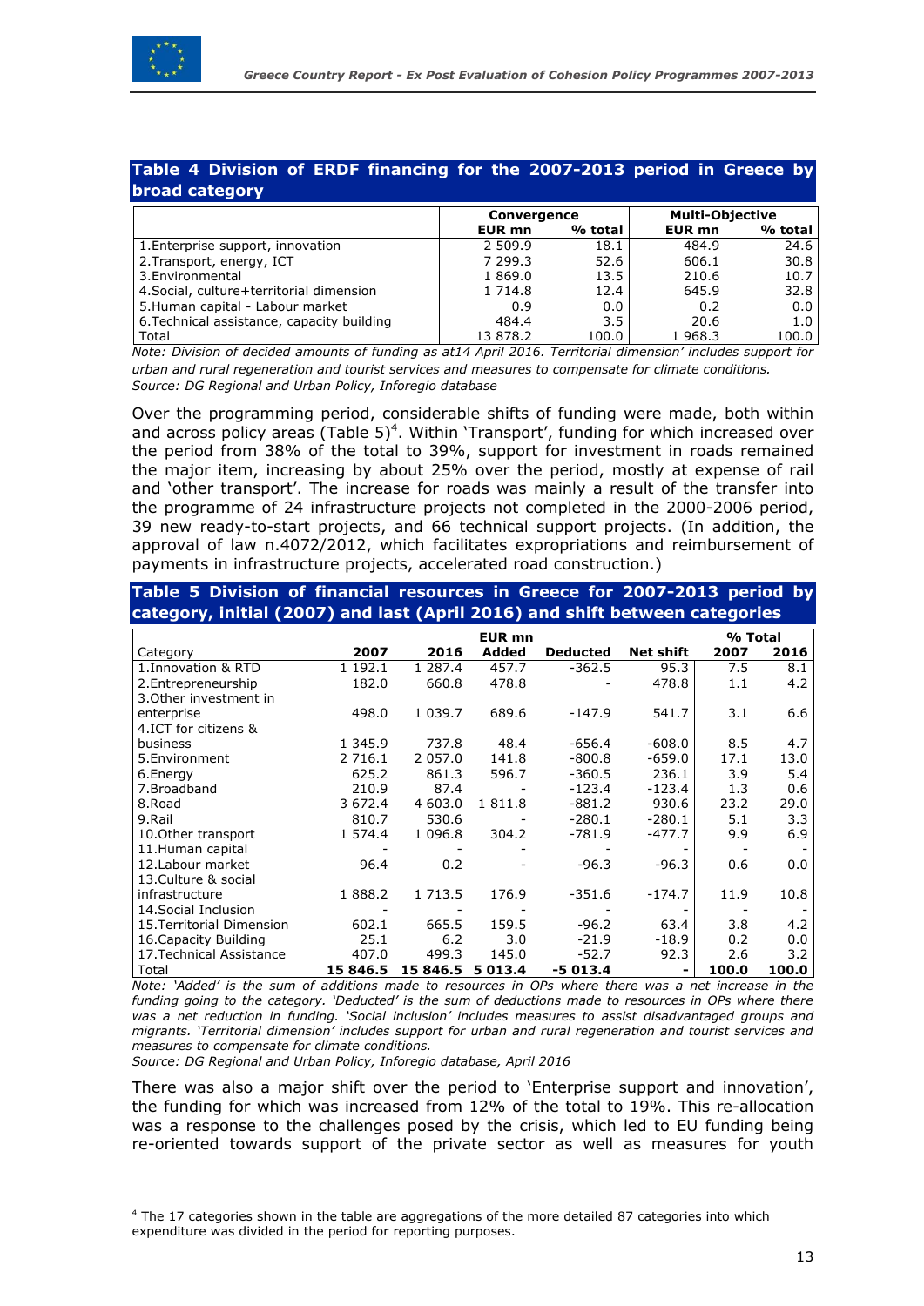**Table 4 Division of ERDF financing for the 2007-2013 period in Greece by broad category**

| | Convergence | | Multi-Objective | |
|---|---|---|---|---|
| | EUR mn | % total | EUR mn | % total |
| 1.Enterprise support, innovation | 2 509.9 | 18.1 | 484.9 | 24.6 |
| 2.Transport, energy, ICT | 7 299.3 | 52.6 | 606.1 | 30.8 |
| 3.Environmental | 1 869.0 | 13.5 | 210.6 | 10.7 |
| 4.Social, culture+territorial dimension | 1 714.8 | 12.4 | 645.9 | 32.8 |
| 5.Human capital - Labour market | 0.9 | 0.0 | 0.2 | 0.0 |
| 6.Technical assistance, capacity building | 484.4 | 3.5 | 20.6 | 1.0 |
| Total | 13 878.2 | 100.0 | 1 968.3 | 100.0 |

*Note: Division of decided amounts of funding as at14 April 2016. Territorial dimension' includes support for urban and rural regeneration and tourist services and measures to compensate for climate conditions.*
*Source: DG Regional and Urban Policy, Inforegio database*

Over the programming period, considerable shifts of funding were made, both within and across policy areas (Table 5)[4]. Within 'Transport', funding for which increased over the period from 38% of the total to 39%, support for investment in roads remained the major item, increasing by about 25% over the period, mostly at expense of rail and 'other transport'. The increase for roads was mainly a result of the transfer into the programme of 24 infrastructure projects not completed in the 2000-2006 period, 39 new ready-to-start projects, and 66 technical support projects. (In addition, the approval of law n.4072/2012, which facilitates expropriations and reimbursement of payments in infrastructure projects, accelerated road construction.)

**Table 5 Division of financial resources in Greece for 2007-2013 period by category, initial (2007) and last (April 2016) and shift between categories**

| | EUR mn | | | | | % Total | |
|---|---|---|---|---|---|---|---|
| Category | 2007 | 2016 | Added | Deducted | Net shift | 2007 | 2016 |
| 1.Innovation & RTD | 1 192.1 | 1 287.4 | 457.7 | -362.5 | 95.3 | 7.5 | 8.1 |
| 2.Entrepreneurship | 182.0 | 660.8 | 478.8 | - | 478.8 | 1.1 | 4.2 |
| 3.Other investment in enterprise | 498.0 | 1 039.7 | 689.6 | -147.9 | 541.7 | 3.1 | 6.6 |
| 4.ICT for citizens & business | 1 345.9 | 737.8 | 48.4 | -656.4 | -608.0 | 8.5 | 4.7 |
| 5.Environment | 2 716.1 | 2 057.0 | 141.8 | -800.8 | -659.0 | 17.1 | 13.0 |
| 6.Energy | 625.2 | 861.3 | 596.7 | -360.5 | 236.1 | 3.9 | 5.4 |
| 7.Broadband | 210.9 | 87.4 | - | -123.4 | -123.4 | 1.3 | 0.6 |
| 8.Road | 3 672.4 | 4 603.0 | 1 811.8 | -881.2 | 930.6 | 23.2 | 29.0 |
| 9.Rail | 810.7 | 530.6 | - | -280.1 | -280.1 | 5.1 | 3.3 |
| 10.Other transport | 1 574.4 | 1 096.8 | 304.2 | -781.9 | -477.7 | 9.9 | 6.9 |
| 11.Human capital | - | - | - | - | - | - | - |
| 12.Labour market | 96.4 | 0.2 | - | -96.3 | -96.3 | 0.6 | 0.0 |
| 13.Culture & social infrastructure | 1 888.2 | 1 713.5 | 176.9 | -351.6 | -174.7 | 11.9 | 10.8 |
| 14.Social Inclusion | - | - | - | - | - | - | - |
| 15.Territorial Dimension | 602.1 | 665.5 | 159.5 | -96.2 | 63.4 | 3.8 | 4.2 |
| 16.Capacity Building | 25.1 | 6.2 | 3.0 | -21.9 | -18.9 | 0.2 | 0.0 |
| 17.Technical Assistance | 407.0 | 499.3 | 145.0 | -52.7 | 92.3 | 2.6 | 3.2 |
| **Total** | **15 846.5** | **15 846.5** | **5 013.4** | **-5 013.4** | **-** | **100.0** | **100.0** |

*Note: 'Added' is the sum of additions made to resources in OPs where there was a net increase in the funding going to the category. 'Deducted' is the sum of deductions made to resources in OPs where there was a net reduction in funding. 'Social inclusion' includes measures to assist disadvantaged groups and migrants. 'Territorial dimension' includes support for urban and rural regeneration and tourist services and measures to compensate for climate conditions.*
*Source: DG Regional and Urban Policy, Inforegio database, April 2016*

There was also a major shift over the period to 'Enterprise support and innovation', the funding for which was increased from 12% of the total to 19%. This re-allocation was a response to the challenges posed by the crisis, which led to EU funding being re-oriented towards support of the private sector as well as measures for youth

[4] The 17 categories shown in the table are aggregations of the more detailed 87 categories into which expenditure was divided in the period for reporting purposes.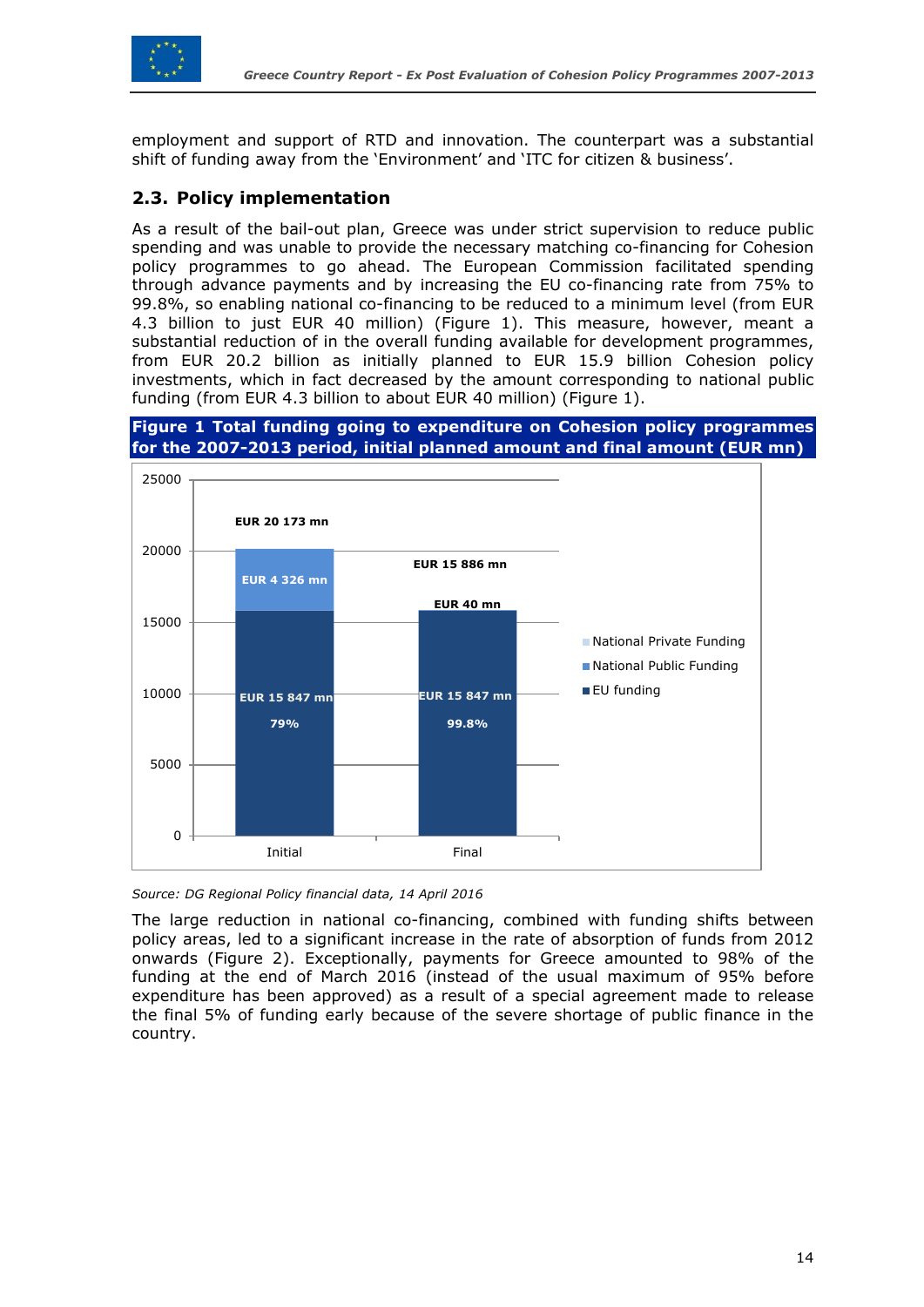employment and support of RTD and innovation. The counterpart was a substantial shift of funding away from the 'Environment' and 'ITC for citizen & business'.

## 2.3. Policy implementation

As a result of the bail-out plan, Greece was under strict supervision to reduce public spending and was unable to provide the necessary matching co-financing for Cohesion policy programmes to go ahead. The European Commission facilitated spending through advance payments and by increasing the EU co-financing rate from 75% to 99.8%, so enabling national co-financing to be reduced to a minimum level (from EUR 4.3 billion to just EUR 40 million) (Figure 1). This measure, however, meant a substantial reduction of in the overall funding available for development programmes, from EUR 20.2 billion as initially planned to EUR 15.9 billion Cohesion policy investments, which in fact decreased by the amount corresponding to national public funding (from EUR 4.3 billion to about EUR 40 million) (Figure 1).

**Figure 1 Total funding going to expenditure on Cohesion policy programmes for the 2007-2013 period, initial planned amount and final amount (EUR mn)**

| | Initial | Final |
|---|---|---|
| EU funding | EUR 15 847 mn (79%) | EUR 15 847 mn (99.8%) |
| National Public Funding | EUR 4 326 mn | EUR 40 mn |
| Total | EUR 20 173 mn | EUR 15 886 mn |

*Source: DG Regional Policy financial data, 14 April 2016*

The large reduction in national co-financing, combined with funding shifts between policy areas, led to a significant increase in the rate of absorption of funds from 2012 onwards (Figure 2). Exceptionally, payments for Greece amounted to 98% of the funding at the end of March 2016 (instead of the usual maximum of 95% before expenditure has been approved) as a result of a special agreement made to release the final 5% of funding early because of the severe shortage of public finance in the country.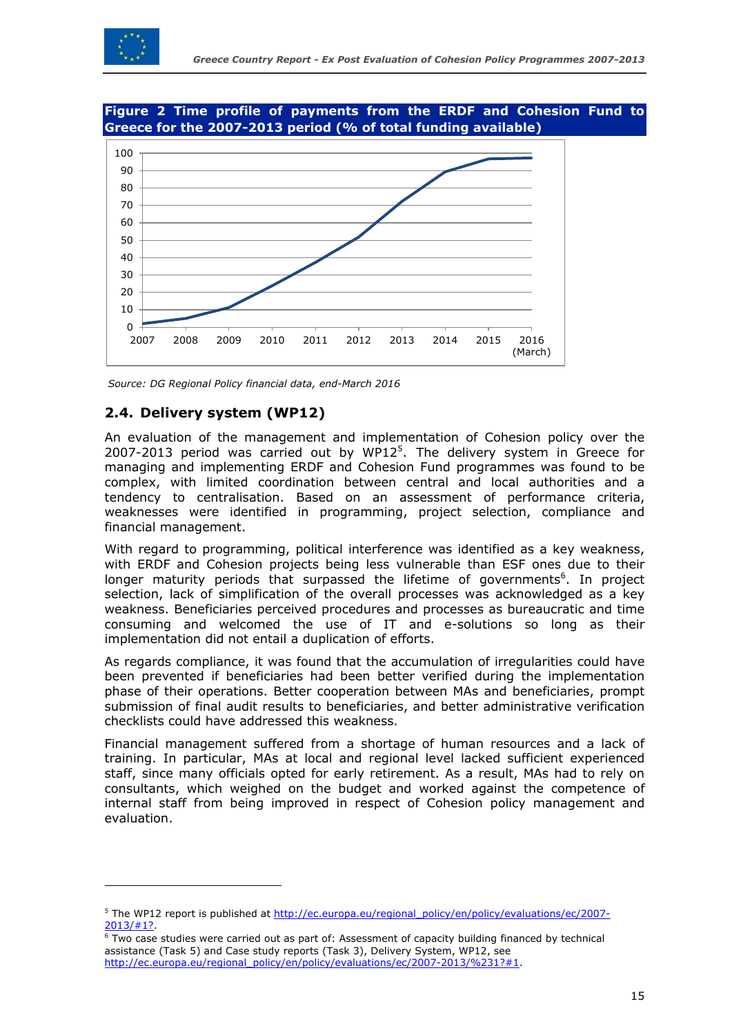**Figure 2 Time profile of payments from the ERDF and Cohesion Fund to Greece for the 2007-2013 period (% of total funding available)**

*Source: DG Regional Policy financial data, end-March 2016*

## 2.4. Delivery system (WP12)

An evaluation of the management and implementation of Cohesion policy over the 2007-2013 period was carried out by WP12[5]. The delivery system in Greece for managing and implementing ERDF and Cohesion Fund programmes was found to be complex, with limited coordination between central and local authorities and a tendency to centralisation. Based on an assessment of performance criteria, weaknesses were identified in programming, project selection, compliance and financial management.

With regard to programming, political interference was identified as a key weakness, with ERDF and Cohesion projects being less vulnerable than ESF ones due to their longer maturity periods that surpassed the lifetime of governments[6]. In project selection, lack of simplification of the overall processes was acknowledged as a key weakness. Beneficiaries perceived procedures and processes as bureaucratic and time consuming and welcomed the use of IT and e-solutions so long as their implementation did not entail a duplication of efforts.

As regards compliance, it was found that the accumulation of irregularities could have been prevented if beneficiaries had been better verified during the implementation phase of their operations. Better cooperation between MAs and beneficiaries, prompt submission of final audit results to beneficiaries, and better administrative verification checklists could have addressed this weakness.

Financial management suffered from a shortage of human resources and a lack of training. In particular, MAs at local and regional level lacked sufficient experienced staff, since many officials opted for early retirement. As a result, MAs had to rely on consultants, which weighed on the budget and worked against the competence of internal staff from being improved in respect of Cohesion policy management and evaluation.

---

[5] The WP12 report is published at http://ec.europa.eu/regional_policy/en/policy/evaluations/ec/2007-2013/#1?.

[6] Two case studies were carried out as part of: Assessment of capacity building financed by technical assistance (Task 5) and Case study reports (Task 3), Delivery System, WP12, see http://ec.europa.eu/regional_policy/en/policy/evaluations/ec/2007-2013/%231?#1.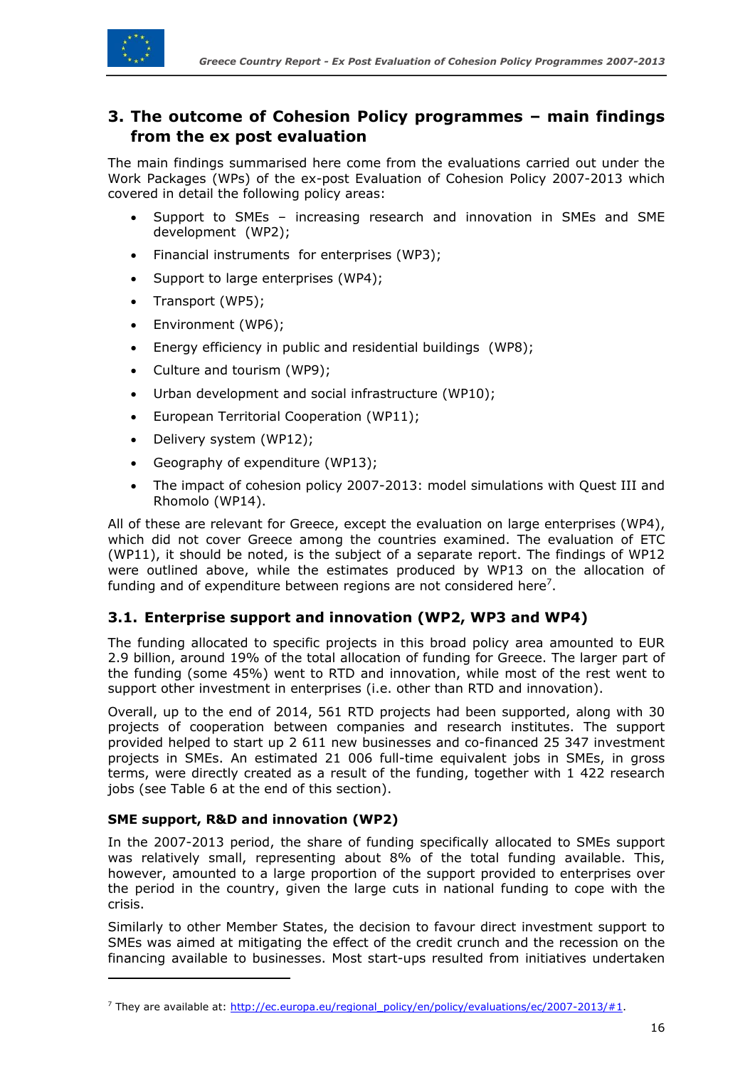# 3. The outcome of Cohesion Policy programmes – main findings from the ex post evaluation

The main findings summarised here come from the evaluations carried out under the Work Packages (WPs) of the ex-post Evaluation of Cohesion Policy 2007-2013 which covered in detail the following policy areas:

- Support to SMEs – increasing research and innovation in SMEs and SME development (WP2);
- Financial instruments for enterprises (WP3);
- Support to large enterprises (WP4);
- Transport (WP5);
- Environment (WP6);
- Energy efficiency in public and residential buildings (WP8);
- Culture and tourism (WP9);
- Urban development and social infrastructure (WP10);
- European Territorial Cooperation (WP11);
- Delivery system (WP12);
- Geography of expenditure (WP13);
- The impact of cohesion policy 2007-2013: model simulations with Quest III and Rhomolo (WP14).

All of these are relevant for Greece, except the evaluation on large enterprises (WP4), which did not cover Greece among the countries examined. The evaluation of ETC (WP11), it should be noted, is the subject of a separate report. The findings of WP12 were outlined above, while the estimates produced by WP13 on the allocation of funding and of expenditure between regions are not considered here[7].

## 3.1. Enterprise support and innovation (WP2, WP3 and WP4)

The funding allocated to specific projects in this broad policy area amounted to EUR 2.9 billion, around 19% of the total allocation of funding for Greece. The larger part of the funding (some 45%) went to RTD and innovation, while most of the rest went to support other investment in enterprises (i.e. other than RTD and innovation).

Overall, up to the end of 2014, 561 RTD projects had been supported, along with 30 projects of cooperation between companies and research institutes. The support provided helped to start up 2 611 new businesses and co-financed 25 347 investment projects in SMEs. An estimated 21 006 full-time equivalent jobs in SMEs, in gross terms, were directly created as a result of the funding, together with 1 422 research jobs (see Table 6 at the end of this section).

### SME support, R&D and innovation (WP2)

In the 2007-2013 period, the share of funding specifically allocated to SMEs support was relatively small, representing about 8% of the total funding available. This, however, amounted to a large proportion of the support provided to enterprises over the period in the country, given the large cuts in national funding to cope with the crisis.

Similarly to other Member States, the decision to favour direct investment support to SMEs was aimed at mitigating the effect of the credit crunch and the recession on the financing available to businesses. Most start-ups resulted from initiatives undertaken

---

[7] They are available at: http://ec.europa.eu/regional_policy/en/policy/evaluations/ec/2007-2013/#1.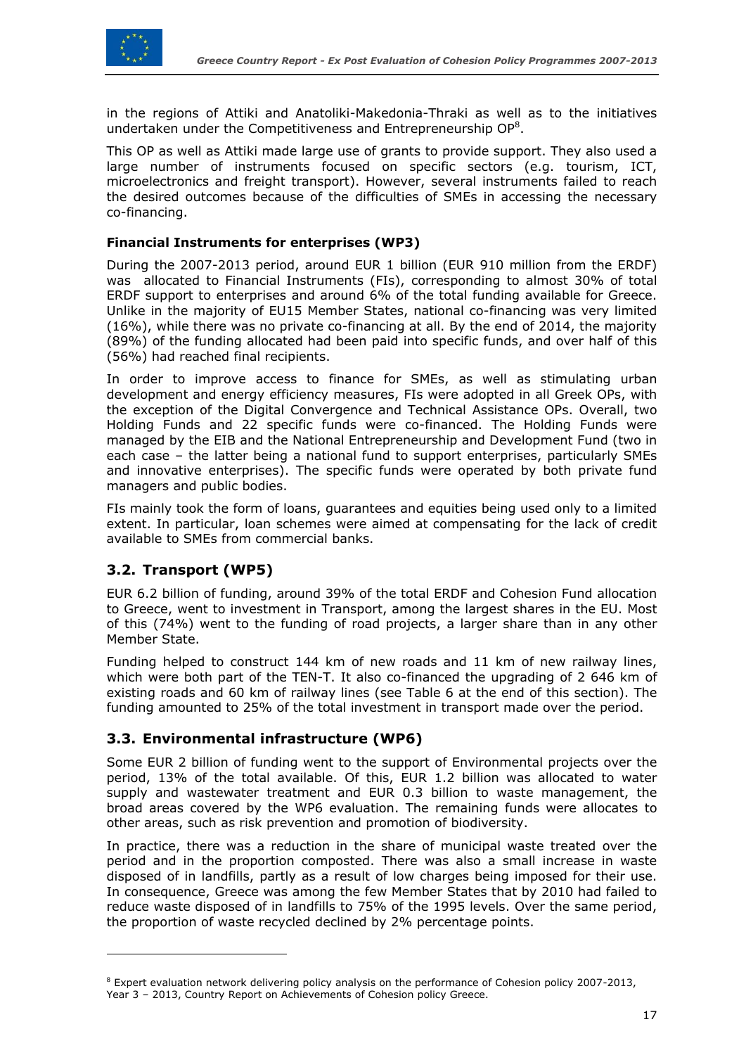in the regions of Attiki and Anatoliki-Makedonia-Thraki as well as to the initiatives undertaken under the Competitiveness and Entrepreneurship OP[8].

This OP as well as Attiki made large use of grants to provide support. They also used a large number of instruments focused on specific sectors (e.g. tourism, ICT, microelectronics and freight transport). However, several instruments failed to reach the desired outcomes because of the difficulties of SMEs in accessing the necessary co-financing.

#### Financial Instruments for enterprises (WP3)

During the 2007-2013 period, around EUR 1 billion (EUR 910 million from the ERDF) was allocated to Financial Instruments (FIs), corresponding to almost 30% of total ERDF support to enterprises and around 6% of the total funding available for Greece. Unlike in the majority of EU15 Member States, national co-financing was very limited (16%), while there was no private co-financing at all. By the end of 2014, the majority (89%) of the funding allocated had been paid into specific funds, and over half of this (56%) had reached final recipients.

In order to improve access to finance for SMEs, as well as stimulating urban development and energy efficiency measures, FIs were adopted in all Greek OPs, with the exception of the Digital Convergence and Technical Assistance OPs. Overall, two Holding Funds and 22 specific funds were co-financed. The Holding Funds were managed by the EIB and the National Entrepreneurship and Development Fund (two in each case – the latter being a national fund to support enterprises, particularly SMEs and innovative enterprises). The specific funds were operated by both private fund managers and public bodies.

FIs mainly took the form of loans, guarantees and equities being used only to a limited extent. In particular, loan schemes were aimed at compensating for the lack of credit available to SMEs from commercial banks.

## 3.2. Transport (WP5)

EUR 6.2 billion of funding, around 39% of the total ERDF and Cohesion Fund allocation to Greece, went to investment in Transport, among the largest shares in the EU. Most of this (74%) went to the funding of road projects, a larger share than in any other Member State.

Funding helped to construct 144 km of new roads and 11 km of new railway lines, which were both part of the TEN-T. It also co-financed the upgrading of 2 646 km of existing roads and 60 km of railway lines (see Table 6 at the end of this section). The funding amounted to 25% of the total investment in transport made over the period.

## 3.3. Environmental infrastructure (WP6)

Some EUR 2 billion of funding went to the support of Environmental projects over the period, 13% of the total available. Of this, EUR 1.2 billion was allocated to water supply and wastewater treatment and EUR 0.3 billion to waste management, the broad areas covered by the WP6 evaluation. The remaining funds were allocates to other areas, such as risk prevention and promotion of biodiversity.

In practice, there was a reduction in the share of municipal waste treated over the period and in the proportion composted. There was also a small increase in waste disposed of in landfills, partly as a result of low charges being imposed for their use. In consequence, Greece was among the few Member States that by 2010 had failed to reduce waste disposed of in landfills to 75% of the 1995 levels. Over the same period, the proportion of waste recycled declined by 2% percentage points.

---

[8] Expert evaluation network delivering policy analysis on the performance of Cohesion policy 2007-2013, Year 3 – 2013, Country Report on Achievements of Cohesion policy Greece.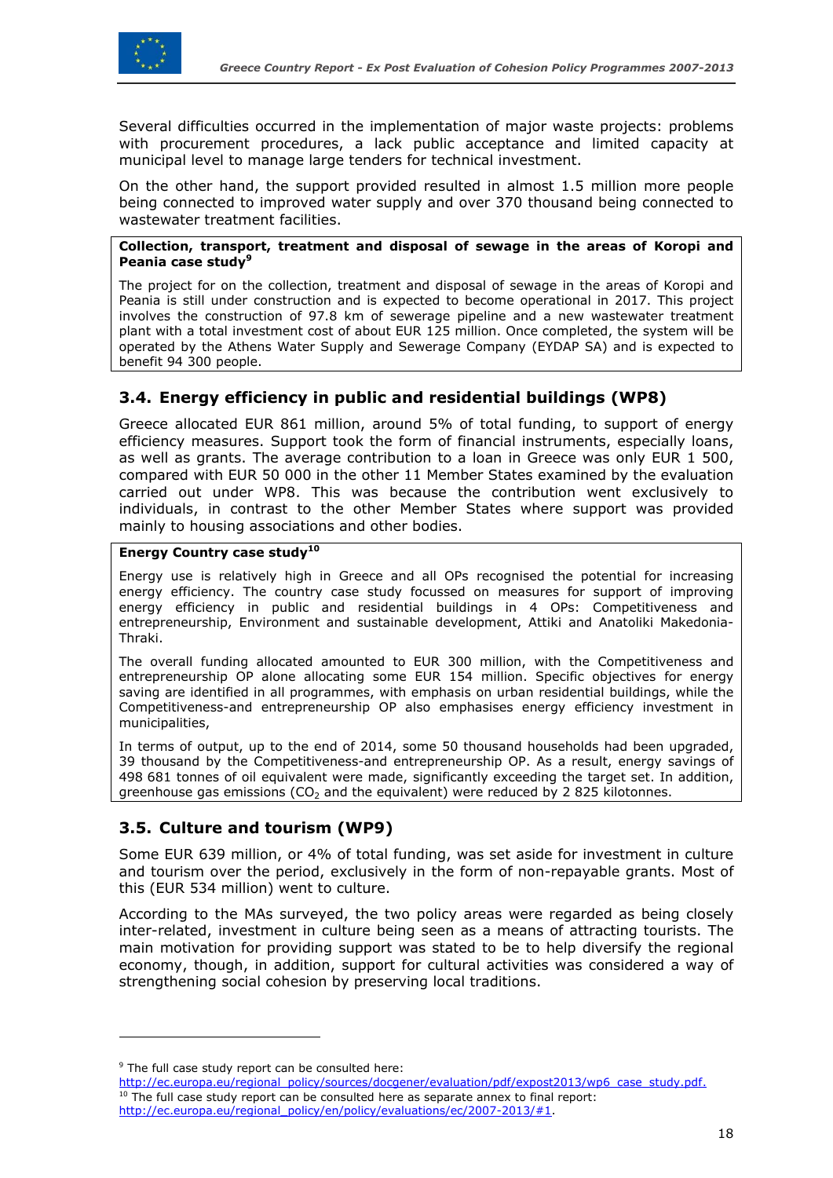Several difficulties occurred in the implementation of major waste projects: problems with procurement procedures, a lack public acceptance and limited capacity at municipal level to manage large tenders for technical investment.

On the other hand, the support provided resulted in almost 1.5 million more people being connected to improved water supply and over 370 thousand being connected to wastewater treatment facilities.

> **Collection, transport, treatment and disposal of sewage in the areas of Koropi and Peania case study[9]**
>
> The project for on the collection, treatment and disposal of sewage in the areas of Koropi and Peania is still under construction and is expected to become operational in 2017. This project involves the construction of 97.8 km of sewerage pipeline and a new wastewater treatment plant with a total investment cost of about EUR 125 million. Once completed, the system will be operated by the Athens Water Supply and Sewerage Company (EYDAP SA) and is expected to benefit 94 300 people.

## 3.4. Energy efficiency in public and residential buildings (WP8)

Greece allocated EUR 861 million, around 5% of total funding, to support of energy efficiency measures. Support took the form of financial instruments, especially loans, as well as grants. The average contribution to a loan in Greece was only EUR 1 500, compared with EUR 50 000 in the other 11 Member States examined by the evaluation carried out under WP8. This was because the contribution went exclusively to individuals, in contrast to the other Member States where support was provided mainly to housing associations and other bodies.

> **Energy Country case study[10]**
>
> Energy use is relatively high in Greece and all OPs recognised the potential for increasing energy efficiency. The country case study focussed on measures for support of improving energy efficiency in public and residential buildings in 4 OPs: Competitiveness and entrepreneurship, Environment and sustainable development, Attiki and Anatoliki Makedonia-Thraki.
>
> The overall funding allocated amounted to EUR 300 million, with the Competitiveness and entrepreneurship OP alone allocating some EUR 154 million. Specific objectives for energy saving are identified in all programmes, with emphasis on urban residential buildings, while the Competitiveness-and entrepreneurship OP also emphasises energy efficiency investment in municipalities,
>
> In terms of output, up to the end of 2014, some 50 thousand households had been upgraded, 39 thousand by the Competitiveness-and entrepreneurship OP. As a result, energy savings of 498 681 tonnes of oil equivalent were made, significantly exceeding the target set. In addition, greenhouse gas emissions ($CO_2$ and the equivalent) were reduced by 2 825 kilotonnes.

## 3.5. Culture and tourism (WP9)

Some EUR 639 million, or 4% of total funding, was set aside for investment in culture and tourism over the period, exclusively in the form of non-repayable grants. Most of this (EUR 534 million) went to culture.

According to the MAs surveyed, the two policy areas were regarded as being closely inter-related, investment in culture being seen as a means of attracting tourists. The main motivation for providing support was stated to be to help diversify the regional economy, though, in addition, support for cultural activities was considered a way of strengthening social cohesion by preserving local traditions.

---

[9] The full case study report can be consulted here: http://ec.europa.eu/regional_policy/sources/docgener/evaluation/pdf/expost2013/wp6_case_study.pdf.

[10] The full case study report can be consulted here as separate annex to final report: http://ec.europa.eu/regional_policy/en/policy/evaluations/ec/2007-2013/#1.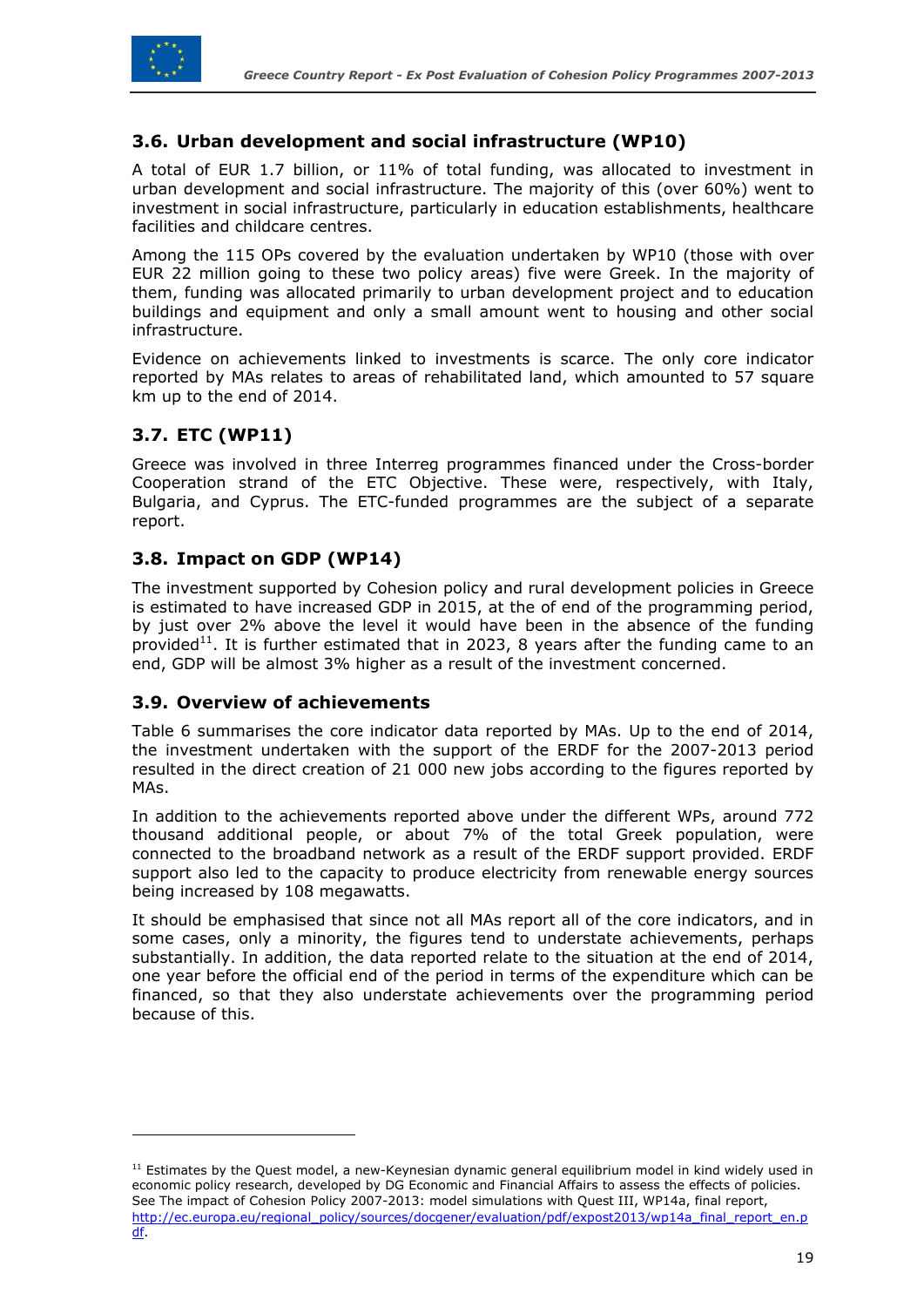### 3.6. Urban development and social infrastructure (WP10)

A total of EUR 1.7 billion, or 11% of total funding, was allocated to investment in urban development and social infrastructure. The majority of this (over 60%) went to investment in social infrastructure, particularly in education establishments, healthcare facilities and childcare centres.

Among the 115 OPs covered by the evaluation undertaken by WP10 (those with over EUR 22 million going to these two policy areas) five were Greek. In the majority of them, funding was allocated primarily to urban development project and to education buildings and equipment and only a small amount went to housing and other social infrastructure.

Evidence on achievements linked to investments is scarce. The only core indicator reported by MAs relates to areas of rehabilitated land, which amounted to 57 square km up to the end of 2014.

### 3.7. ETC (WP11)

Greece was involved in three Interreg programmes financed under the Cross-border Cooperation strand of the ETC Objective. These were, respectively, with Italy, Bulgaria, and Cyprus. The ETC-funded programmes are the subject of a separate report.

### 3.8. Impact on GDP (WP14)

The investment supported by Cohesion policy and rural development policies in Greece is estimated to have increased GDP in 2015, at the of end of the programming period, by just over 2% above the level it would have been in the absence of the funding provided[11]. It is further estimated that in 2023, 8 years after the funding came to an end, GDP will be almost 3% higher as a result of the investment concerned.

### 3.9. Overview of achievements

Table 6 summarises the core indicator data reported by MAs. Up to the end of 2014, the investment undertaken with the support of the ERDF for the 2007-2013 period resulted in the direct creation of 21 000 new jobs according to the figures reported by MAs.

In addition to the achievements reported above under the different WPs, around 772 thousand additional people, or about 7% of the total Greek population, were connected to the broadband network as a result of the ERDF support provided. ERDF support also led to the capacity to produce electricity from renewable energy sources being increased by 108 megawatts.

It should be emphasised that since not all MAs report all of the core indicators, and in some cases, only a minority, the figures tend to understate achievements, perhaps substantially. In addition, the data reported relate to the situation at the end of 2014, one year before the official end of the period in terms of the expenditure which can be financed, so that they also understate achievements over the programming period because of this.

---

[11] Estimates by the Quest model, a new-Keynesian dynamic general equilibrium model in kind widely used in economic policy research, developed by DG Economic and Financial Affairs to assess the effects of policies. See The impact of Cohesion Policy 2007-2013: model simulations with Quest III, WP14a, final report, http://ec.europa.eu/regional_policy/sources/docgener/evaluation/pdf/expost2013/wp14a_final_report_en.pdf.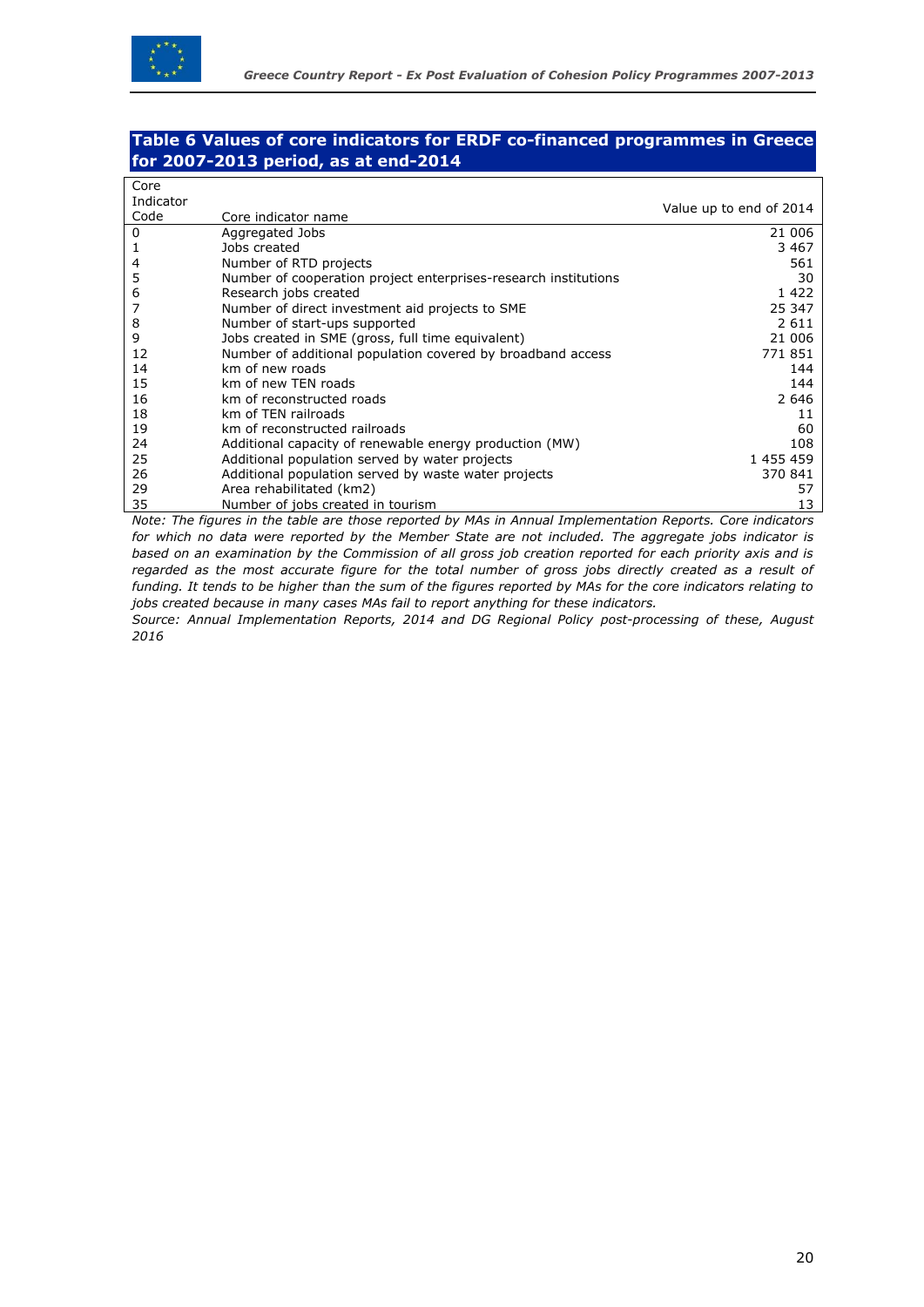**Table 6 Values of core indicators for ERDF co-financed programmes in Greece for 2007-2013 period, as at end-2014**

| Core Indicator Code | Core indicator name | Value up to end of 2014 |
|---|---|---|
| 0 | Aggregated Jobs | 21 006 |
| 1 | Jobs created | 3 467 |
| 4 | Number of RTD projects | 561 |
| 5 | Number of cooperation project enterprises-research institutions | 30 |
| 6 | Research jobs created | 1 422 |
| 7 | Number of direct investment aid projects to SME | 25 347 |
| 8 | Number of start-ups supported | 2 611 |
| 9 | Jobs created in SME (gross, full time equivalent) | 21 006 |
| 12 | Number of additional population covered by broadband access | 771 851 |
| 14 | km of new roads | 144 |
| 15 | km of new TEN roads | 144 |
| 16 | km of reconstructed roads | 2 646 |
| 18 | km of TEN railroads | 11 |
| 19 | km of reconstructed railroads | 60 |
| 24 | Additional capacity of renewable energy production (MW) | 108 |
| 25 | Additional population served by water projects | 1 455 459 |
| 26 | Additional population served by waste water projects | 370 841 |
| 29 | Area rehabilitated (km2) | 57 |
| 35 | Number of jobs created in tourism | 13 |

*Note: The figures in the table are those reported by MAs in Annual Implementation Reports. Core indicators for which no data were reported by the Member State are not included. The aggregate jobs indicator is based on an examination by the Commission of all gross job creation reported for each priority axis and is regarded as the most accurate figure for the total number of gross jobs directly created as a result of funding. It tends to be higher than the sum of the figures reported by MAs for the core indicators relating to jobs created because in many cases MAs fail to report anything for these indicators.*

*Source: Annual Implementation Reports, 2014 and DG Regional Policy post-processing of these, August 2016*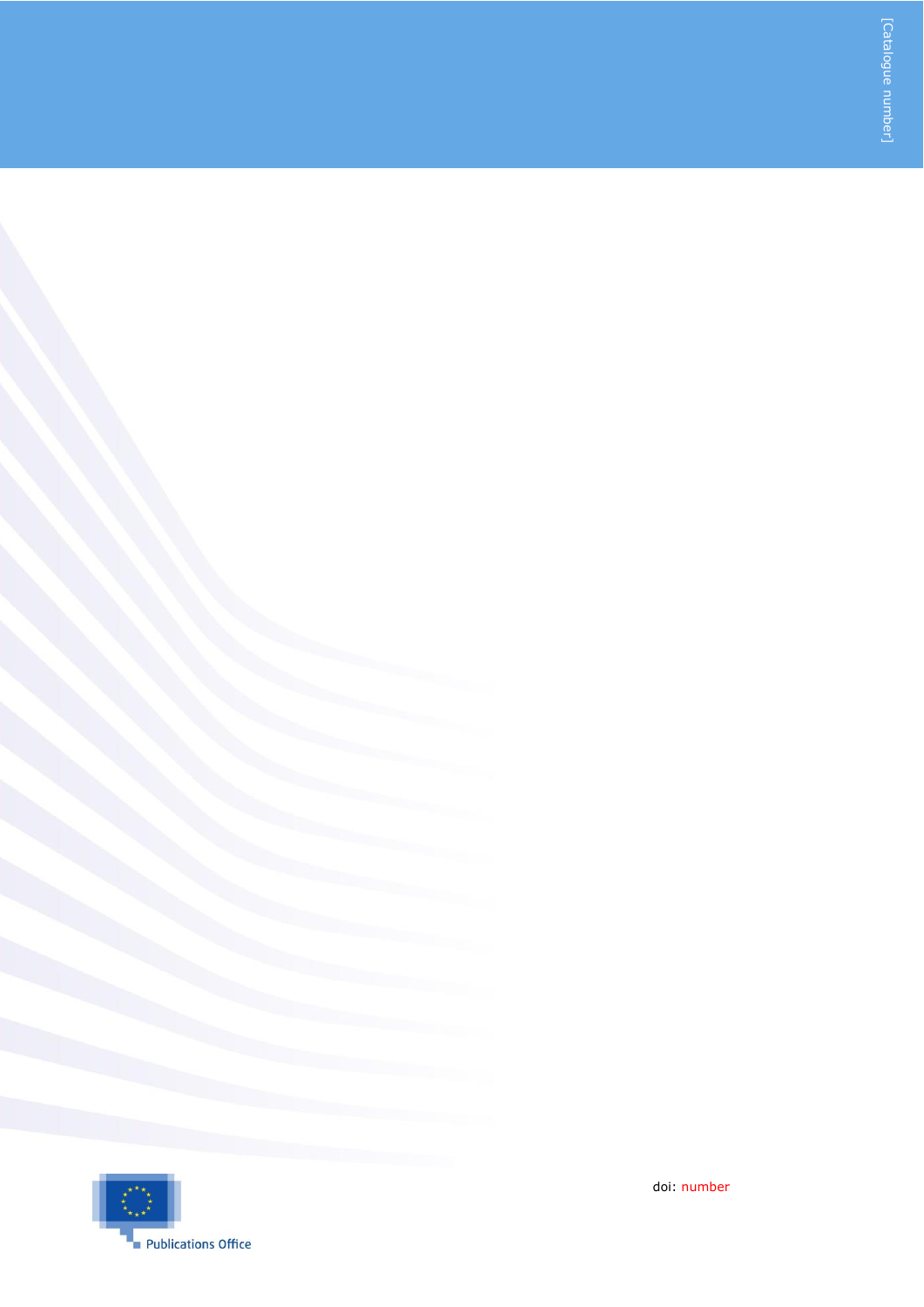[Catalogue number]

Publications Office

doi: number